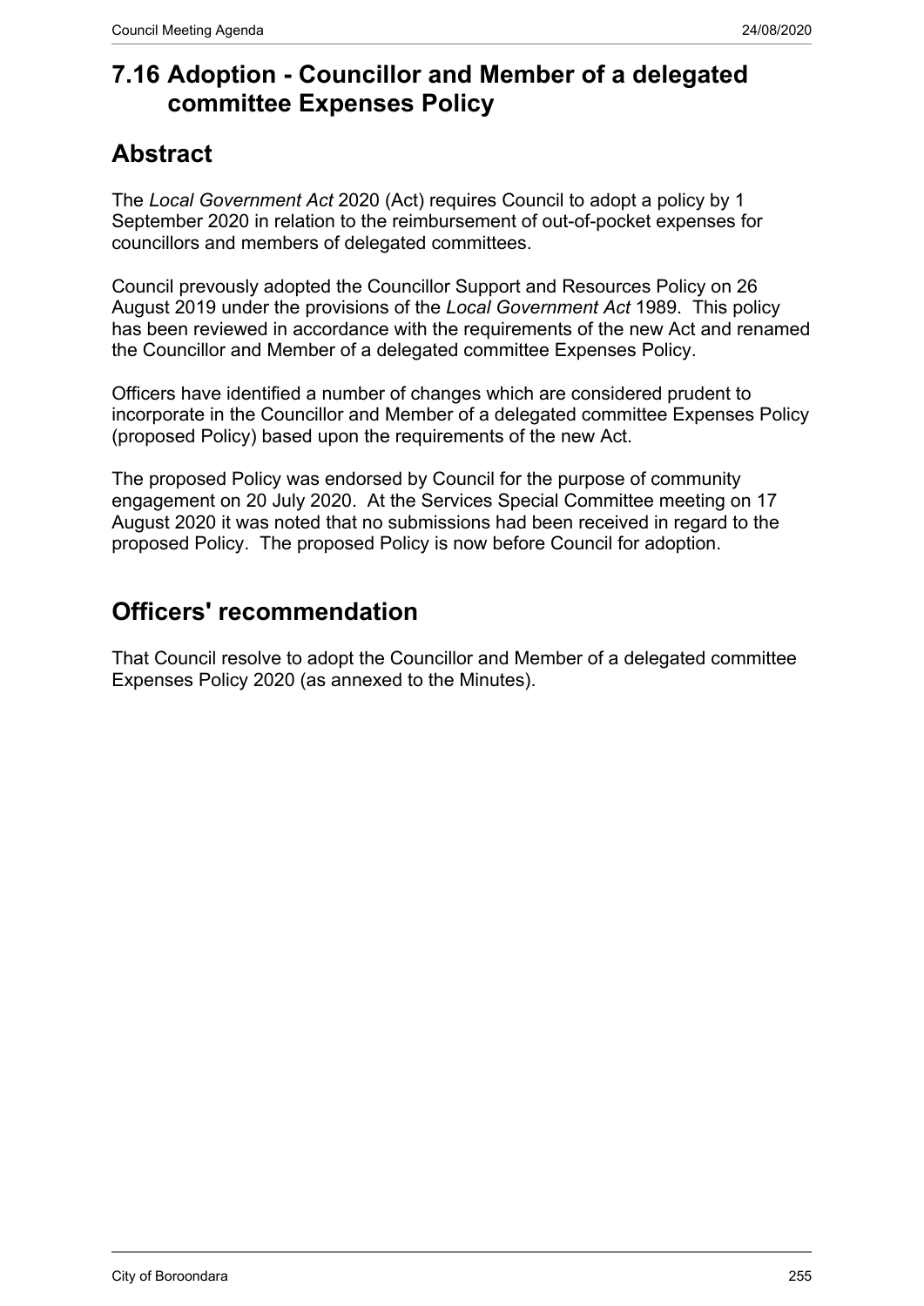# 7.16 Adoption - Councillor and Member of a delegated committee Expenses Policy

## Abstract

The *Local Government Act* 2020 (Act) requires Council to adopt a policy by 1 September 2020 in relation to the reimbursement of out-of-pocket expenses for councillors and members of delegated committees.

Council prevously adopted the Councillor Support and Resources Policy on 26 August 2019 under the provisions of the *Local Government Act* 1989. This policy has been reviewed in accordance with the requirements of the new Act and renamed the Councillor and Member of a delegated committee Expenses Policy.

Officers have identified a number of changes which are considered prudent to incorporate in the Councillor and Member of a delegated committee Expenses Policy (proposed Policy) based upon the requirements of the new Act.

The proposed Policy was endorsed by Council for the purpose of community engagement on 20 July 2020. At the Services Special Committee meeting on 17 August 2020 it was noted that no submissions had been received in regard to the proposed Policy. The proposed Policy is now before Council for adoption.

## Officers' recommendation

That Council resolve to adopt the Councillor and Member of a delegated committee Expenses Policy 2020 (as annexed to the Minutes).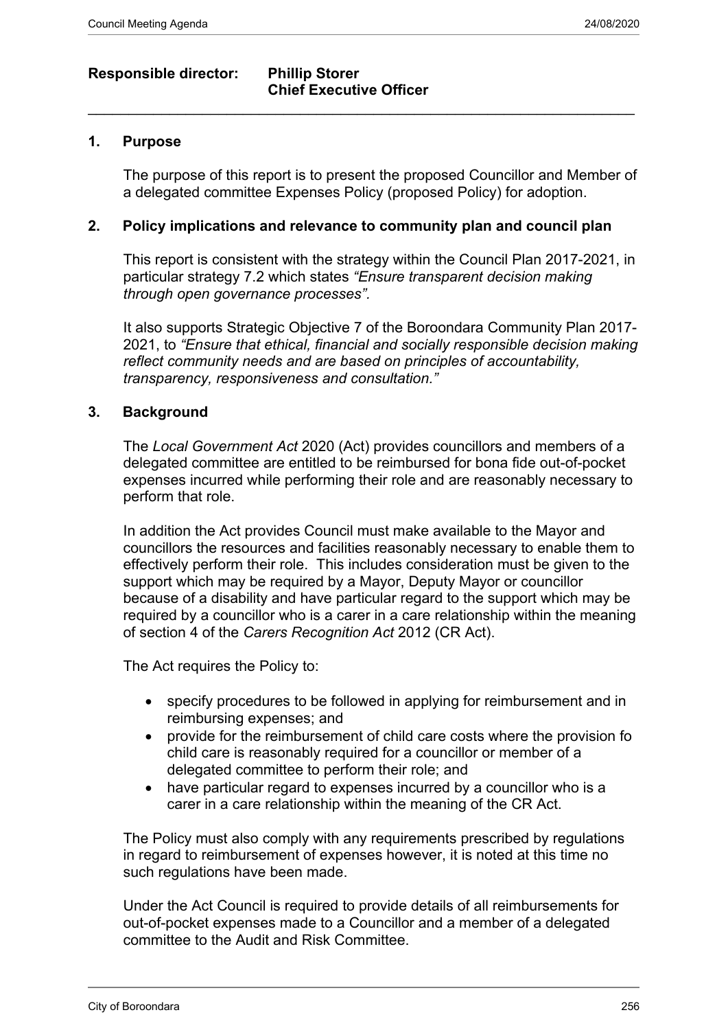**Responsible director: Phillip Storer**
**Chief Executive Officer**

---

## 1. Purpose

The purpose of this report is to present the proposed Councillor and Member of a delegated committee Expenses Policy (proposed Policy) for adoption.

## 2. Policy implications and relevance to community plan and council plan

This report is consistent with the strategy within the Council Plan 2017-2021, in particular strategy 7.2 which states *"Ensure transparent decision making through open governance processes".*

It also supports Strategic Objective 7 of the Boroondara Community Plan 2017-2021, to *"Ensure that ethical, financial and socially responsible decision making reflect community needs and are based on principles of accountability, transparency, responsiveness and consultation."*

## 3. Background

The *Local Government Act* 2020 (Act) provides councillors and members of a delegated committee are entitled to be reimbursed for bona fide out-of-pocket expenses incurred while performing their role and are reasonably necessary to perform that role.

In addition the Act provides Council must make available to the Mayor and councillors the resources and facilities reasonably necessary to enable them to effectively perform their role. This includes consideration must be given to the support which may be required by a Mayor, Deputy Mayor or councillor because of a disability and have particular regard to the support which may be required by a councillor who is a carer in a care relationship within the meaning of section 4 of the *Carers Recognition Act* 2012 (CR Act).

The Act requires the Policy to:

- specify procedures to be followed in applying for reimbursement and in reimbursing expenses; and
- provide for the reimbursement of child care costs where the provision fo child care is reasonably required for a councillor or member of a delegated committee to perform their role; and
- have particular regard to expenses incurred by a councillor who is a carer in a care relationship within the meaning of the CR Act.

The Policy must also comply with any requirements prescribed by regulations in regard to reimbursement of expenses however, it is noted at this time no such regulations have been made.

Under the Act Council is required to provide details of all reimbursements for out-of-pocket expenses made to a Councillor and a member of a delegated committee to the Audit and Risk Committee.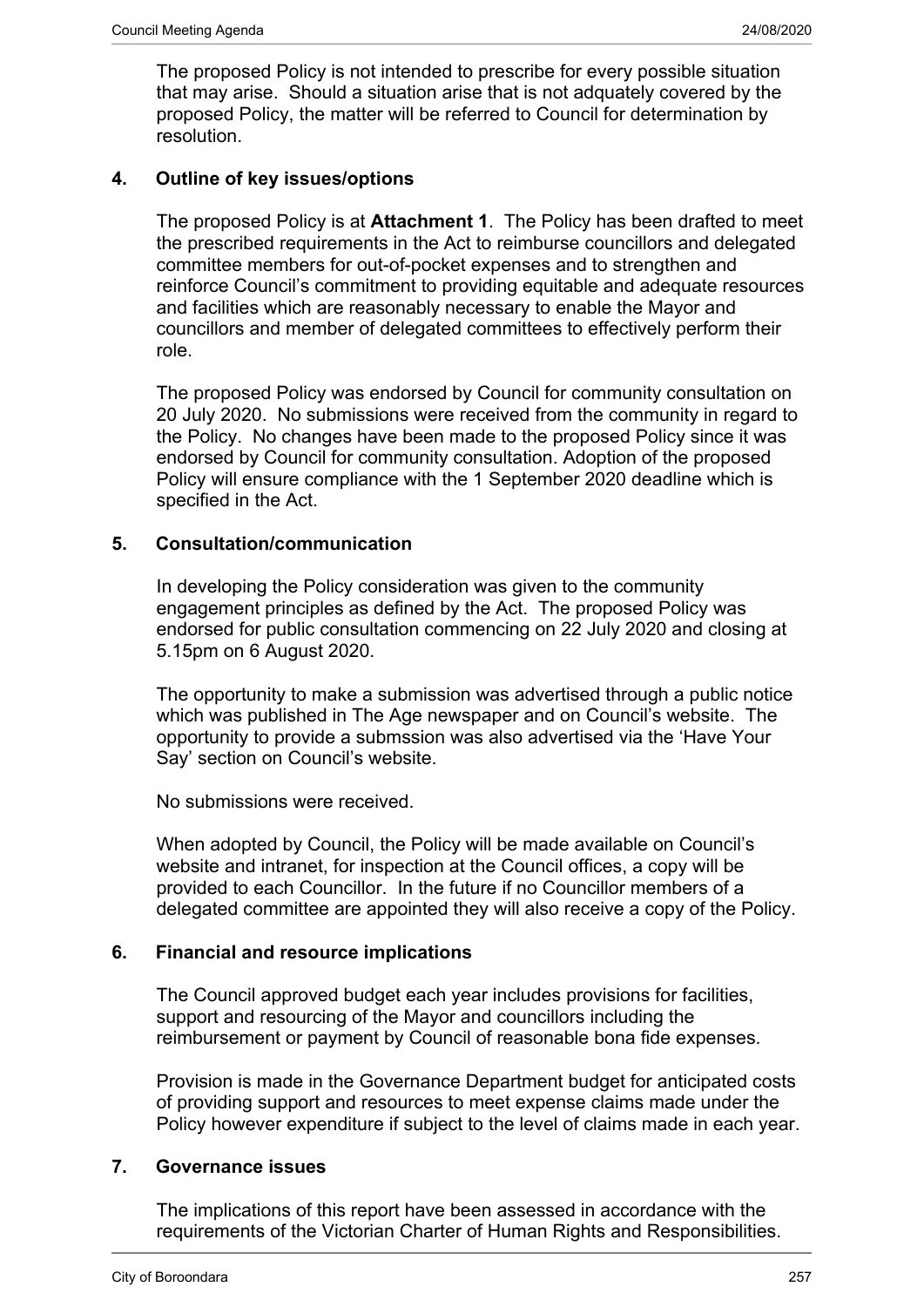The proposed Policy is not intended to prescribe for every possible situation that may arise. Should a situation arise that is not adquately covered by the proposed Policy, the matter will be referred to Council for determination by resolution.

## 4. Outline of key issues/options

The proposed Policy is at **Attachment 1**. The Policy has been drafted to meet the prescribed requirements in the Act to reimburse councillors and delegated committee members for out-of-pocket expenses and to strengthen and reinforce Council's commitment to providing equitable and adequate resources and facilities which are reasonably necessary to enable the Mayor and councillors and member of delegated committees to effectively perform their role.

The proposed Policy was endorsed by Council for community consultation on 20 July 2020. No submissions were received from the community in regard to the Policy. No changes have been made to the proposed Policy since it was endorsed by Council for community consultation. Adoption of the proposed Policy will ensure compliance with the 1 September 2020 deadline which is specified in the Act.

## 5. Consultation/communication

In developing the Policy consideration was given to the community engagement principles as defined by the Act. The proposed Policy was endorsed for public consultation commencing on 22 July 2020 and closing at 5.15pm on 6 August 2020.

The opportunity to make a submission was advertised through a public notice which was published in The Age newspaper and on Council's website. The opportunity to provide a submssion was also advertised via the 'Have Your Say' section on Council's website.

No submissions were received.

When adopted by Council, the Policy will be made available on Council's website and intranet, for inspection at the Council offices, a copy will be provided to each Councillor. In the future if no Councillor members of a delegated committee are appointed they will also receive a copy of the Policy.

## 6. Financial and resource implications

The Council approved budget each year includes provisions for facilities, support and resourcing of the Mayor and councillors including the reimbursement or payment by Council of reasonable bona fide expenses.

Provision is made in the Governance Department budget for anticipated costs of providing support and resources to meet expense claims made under the Policy however expenditure if subject to the level of claims made in each year.

## 7. Governance issues

The implications of this report have been assessed in accordance with the requirements of the Victorian Charter of Human Rights and Responsibilities.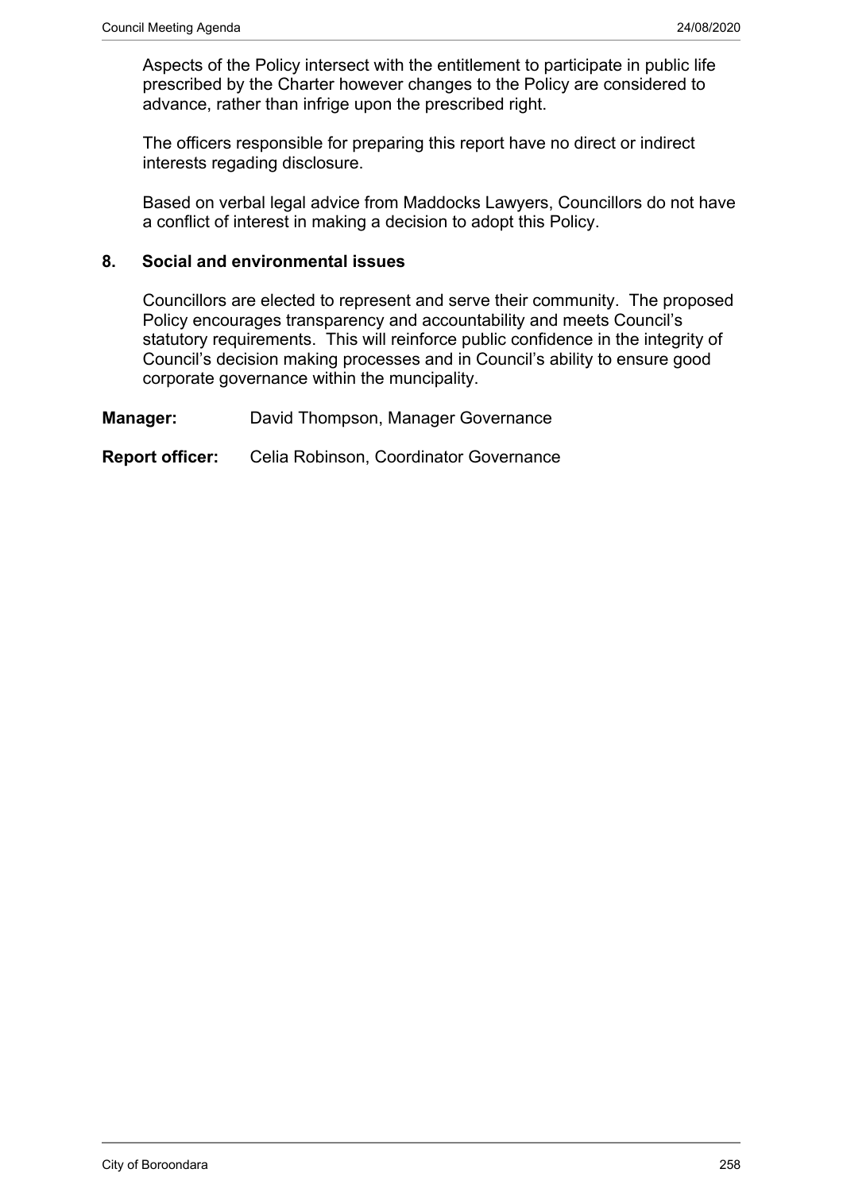Aspects of the Policy intersect with the entitlement to participate in public life prescribed by the Charter however changes to the Policy are considered to advance, rather than infrige upon the prescribed right.

The officers responsible for preparing this report have no direct or indirect interests regading disclosure.

Based on verbal legal advice from Maddocks Lawyers, Councillors do not have a conflict of interest in making a decision to adopt this Policy.

## 8. Social and environmental issues

Councillors are elected to represent and serve their community. The proposed Policy encourages transparency and accountability and meets Council's statutory requirements. This will reinforce public confidence in the integrity of Council's decision making processes and in Council's ability to ensure good corporate governance within the muncipality.

**Manager:** David Thompson, Manager Governance

**Report officer:** Celia Robinson, Coordinator Governance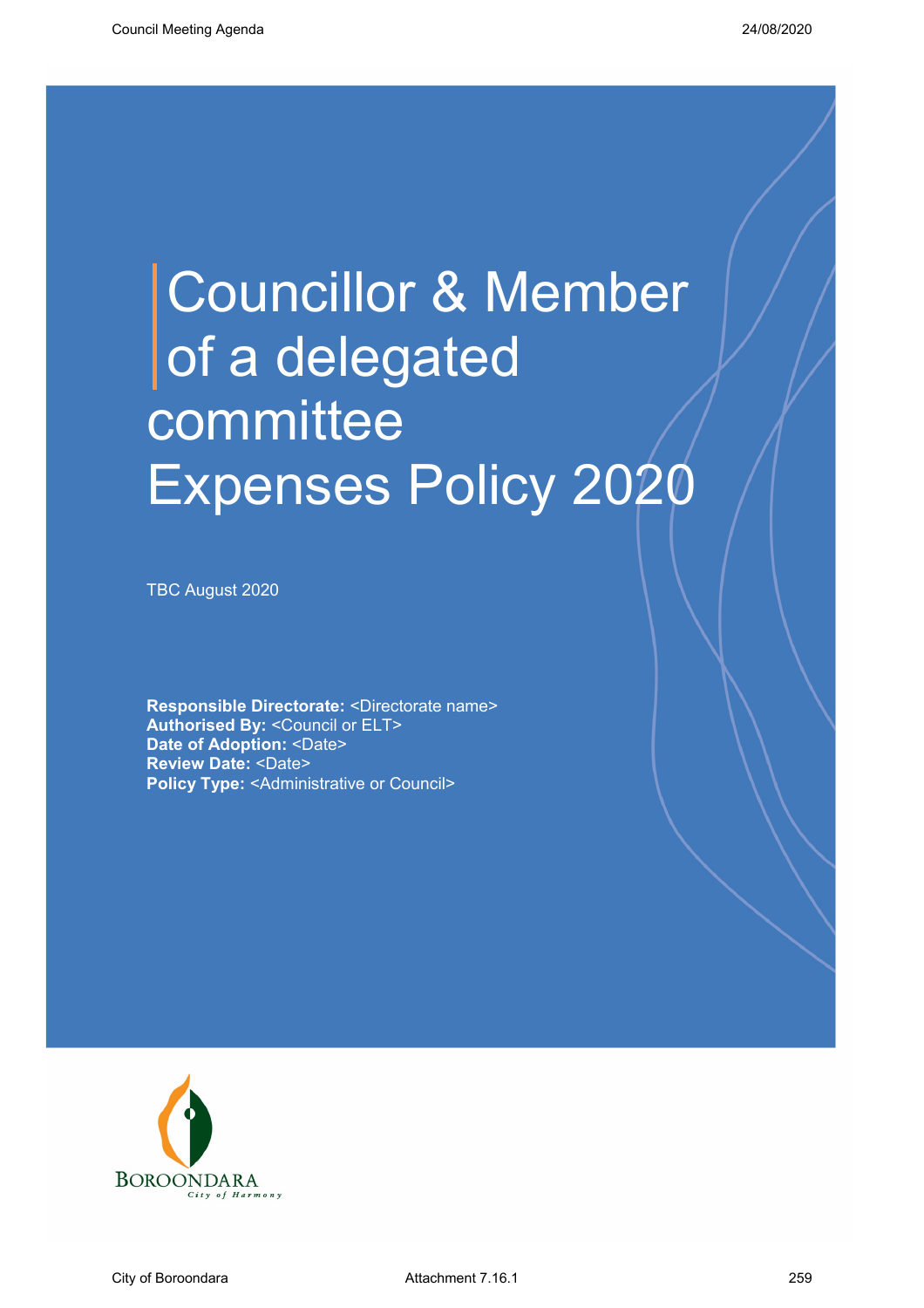# Councillor & Member of a delegated committee Expenses Policy 2020

TBC August 2020

**Responsible Directorate:** <Directorate name>
**Authorised By:** <Council or ELT>
**Date of Adoption:** <Date>
**Review Date:** <Date>
**Policy Type:** <Administrative or Council>

BOROONDARA
*City of Harmony*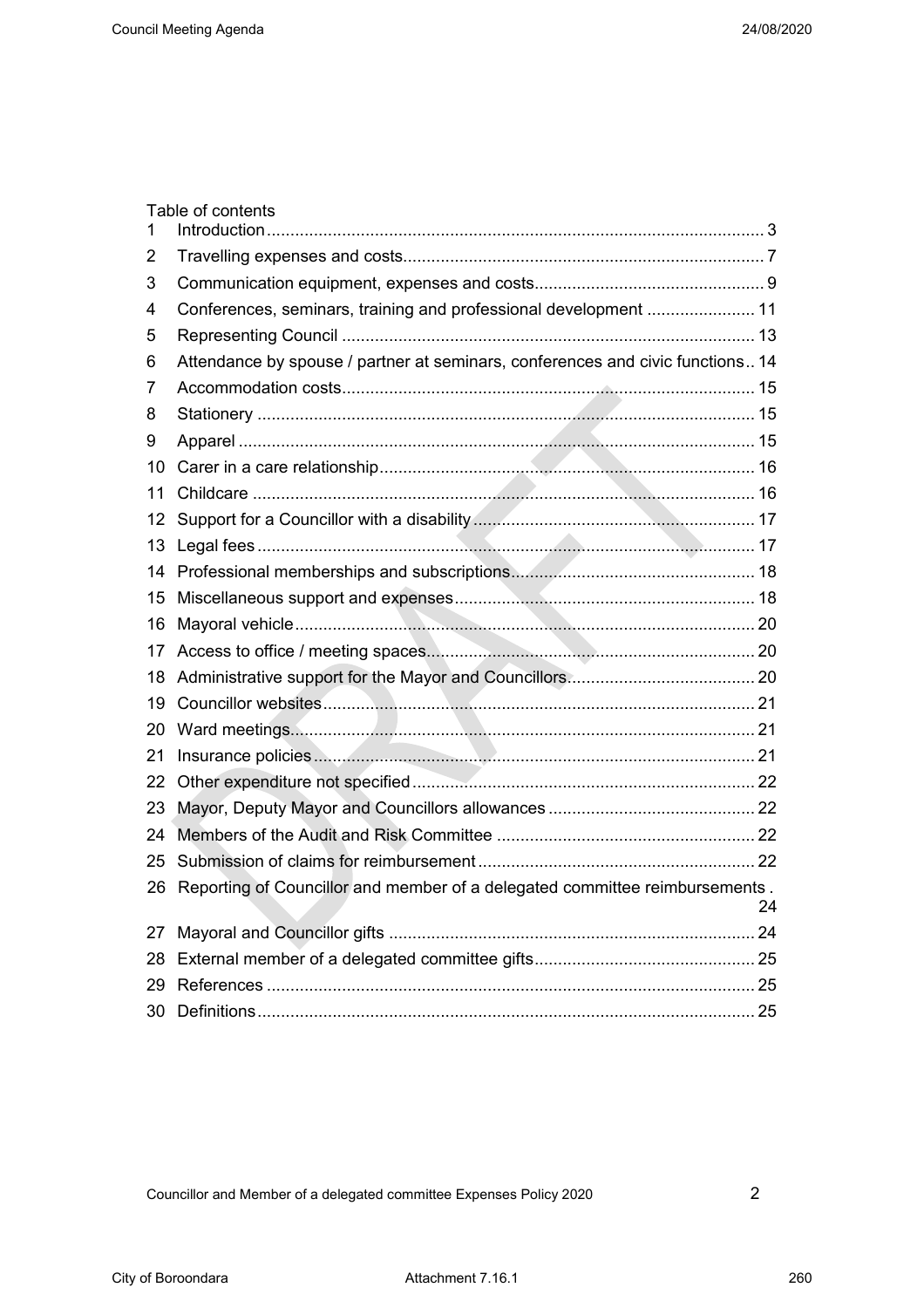Table of contents

| | | |
|---|---|---|
| 1 | Introduction | 3 |
| 2 | Travelling expenses and costs | 7 |
| 3 | Communication equipment, expenses and costs | 9 |
| 4 | Conferences, seminars, training and professional development | 11 |
| 5 | Representing Council | 13 |
| 6 | Attendance by spouse / partner at seminars, conferences and civic functions | 14 |
| 7 | Accommodation costs | 15 |
| 8 | Stationery | 15 |
| 9 | Apparel | 15 |
| 10 | Carer in a care relationship | 16 |
| 11 | Childcare | 16 |
| 12 | Support for a Councillor with a disability | 17 |
| 13 | Legal fees | 17 |
| 14 | Professional memberships and subscriptions | 18 |
| 15 | Miscellaneous support and expenses | 18 |
| 16 | Mayoral vehicle | 20 |
| 17 | Access to office / meeting spaces | 20 |
| 18 | Administrative support for the Mayor and Councillors | 20 |
| 19 | Councillor websites | 21 |
| 20 | Ward meetings | 21 |
| 21 | Insurance policies | 21 |
| 22 | Other expenditure not specified | 22 |
| 23 | Mayor, Deputy Mayor and Councillors allowances | 22 |
| 24 | Members of the Audit and Risk Committee | 22 |
| 25 | Submission of claims for reimbursement | 22 |
| 26 | Reporting of Councillor and member of a delegated committee reimbursements | 24 |
| 27 | Mayoral and Councillor gifts | 24 |
| 28 | External member of a delegated committee gifts | 25 |
| 29 | References | 25 |
| 30 | Definitions | 25 |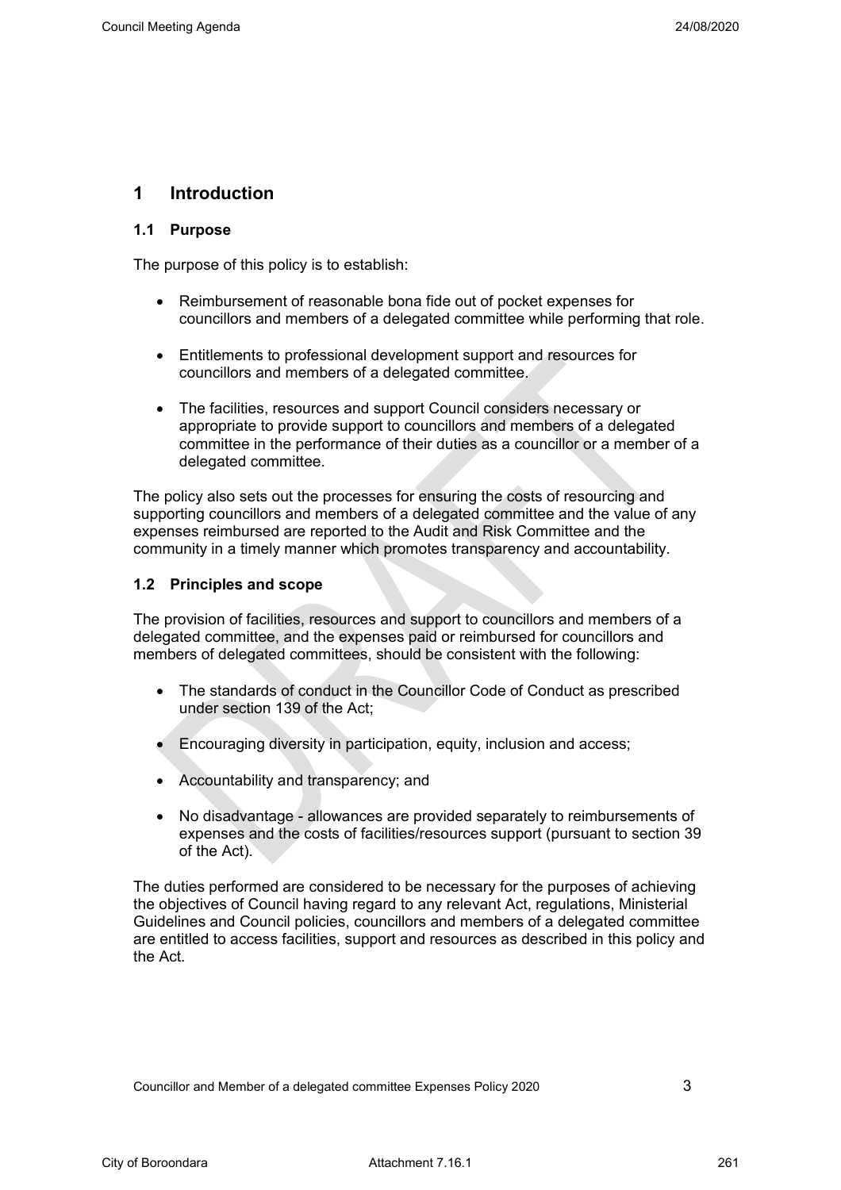# 1 Introduction

## 1.1 Purpose

The purpose of this policy is to establish:

- Reimbursement of reasonable bona fide out of pocket expenses for councillors and members of a delegated committee while performing that role.

- Entitlements to professional development support and resources for councillors and members of a delegated committee.

- The facilities, resources and support Council considers necessary or appropriate to provide support to councillors and members of a delegated committee in the performance of their duties as a councillor or a member of a delegated committee.

The policy also sets out the processes for ensuring the costs of resourcing and supporting councillors and members of a delegated committee and the value of any expenses reimbursed are reported to the Audit and Risk Committee and the community in a timely manner which promotes transparency and accountability.

## 1.2 Principles and scope

The provision of facilities, resources and support to councillors and members of a delegated committee, and the expenses paid or reimbursed for councillors and members of delegated committees, should be consistent with the following:

- The standards of conduct in the Councillor Code of Conduct as prescribed under section 139 of the Act;

- Encouraging diversity in participation, equity, inclusion and access;

- Accountability and transparency; and

- No disadvantage - allowances are provided separately to reimbursements of expenses and the costs of facilities/resources support (pursuant to section 39 of the Act).

The duties performed are considered to be necessary for the purposes of achieving the objectives of Council having regard to any relevant Act, regulations, Ministerial Guidelines and Council policies, councillors and members of a delegated committee are entitled to access facilities, support and resources as described in this policy and the Act.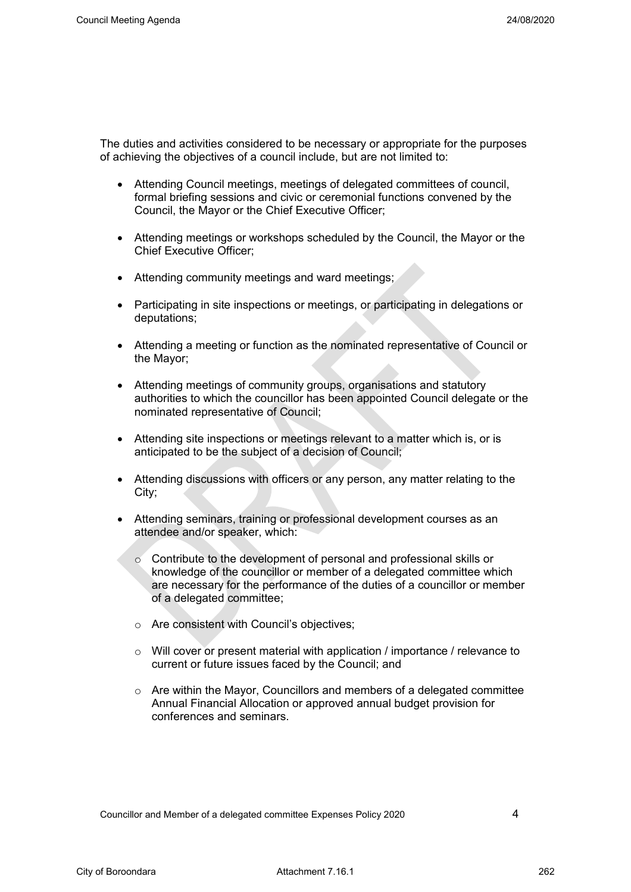The duties and activities considered to be necessary or appropriate for the purposes of achieving the objectives of a council include, but are not limited to:

- Attending Council meetings, meetings of delegated committees of council, formal briefing sessions and civic or ceremonial functions convened by the Council, the Mayor or the Chief Executive Officer;
- Attending meetings or workshops scheduled by the Council, the Mayor or the Chief Executive Officer;
- Attending community meetings and ward meetings;
- Participating in site inspections or meetings, or participating in delegations or deputations;
- Attending a meeting or function as the nominated representative of Council or the Mayor;
- Attending meetings of community groups, organisations and statutory authorities to which the councillor has been appointed Council delegate or the nominated representative of Council;
- Attending site inspections or meetings relevant to a matter which is, or is anticipated to be the subject of a decision of Council;
- Attending discussions with officers or any person, any matter relating to the City;
- Attending seminars, training or professional development courses as an attendee and/or speaker, which:
    - Contribute to the development of personal and professional skills or knowledge of the councillor or member of a delegated committee which are necessary for the performance of the duties of a councillor or member of a delegated committee;
    - Are consistent with Council's objectives;
    - Will cover or present material with application / importance / relevance to current or future issues faced by the Council; and
    - Are within the Mayor, Councillors and members of a delegated committee Annual Financial Allocation or approved annual budget provision for conferences and seminars.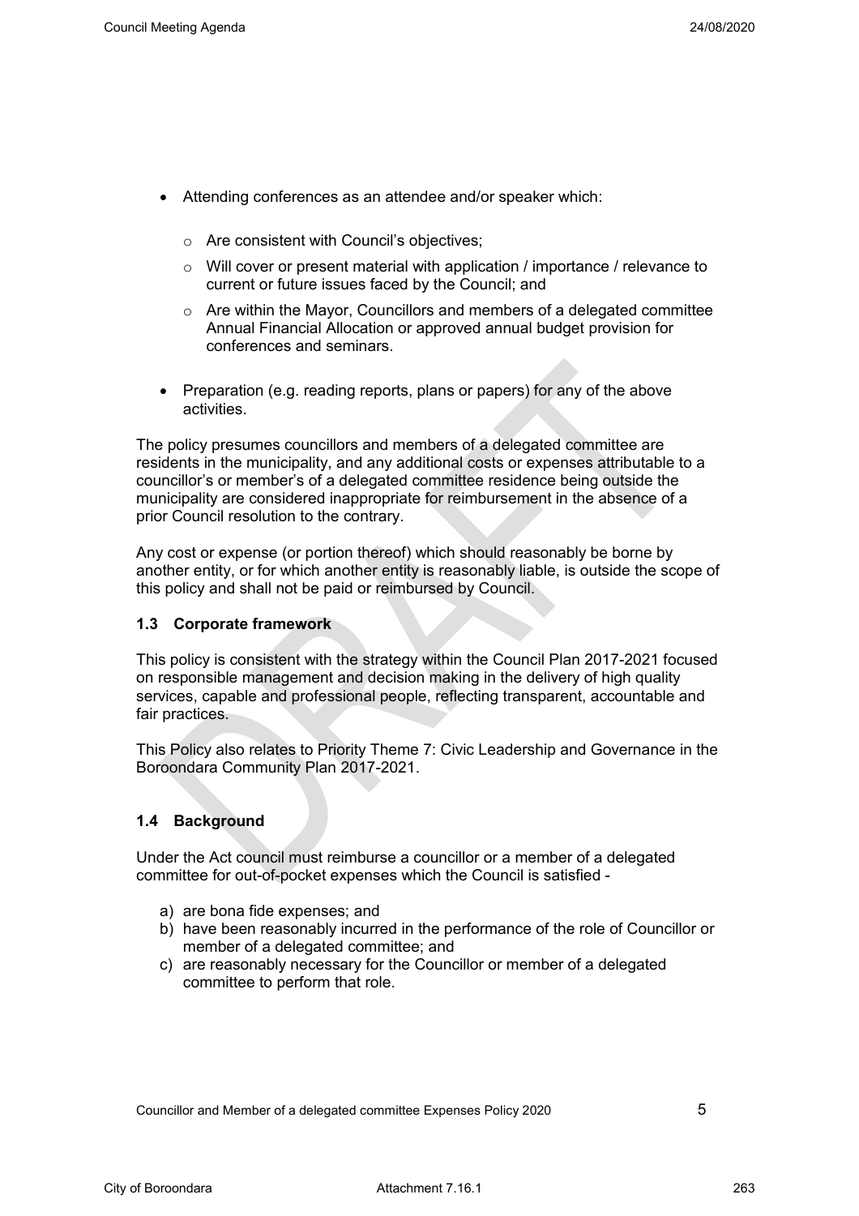- Attending conferences as an attendee and/or speaker which:
  - Are consistent with Council's objectives;
  - Will cover or present material with application / importance / relevance to current or future issues faced by the Council; and
  - Are within the Mayor, Councillors and members of a delegated committee Annual Financial Allocation or approved annual budget provision for conferences and seminars.
- Preparation (e.g. reading reports, plans or papers) for any of the above activities.

The policy presumes councillors and members of a delegated committee are residents in the municipality, and any additional costs or expenses attributable to a councillor's or member's of a delegated committee residence being outside the municipality are considered inappropriate for reimbursement in the absence of a prior Council resolution to the contrary.

Any cost or expense (or portion thereof) which should reasonably be borne by another entity, or for which another entity is reasonably liable, is outside the scope of this policy and shall not be paid or reimbursed by Council.

### 1.3 Corporate framework

This policy is consistent with the strategy within the Council Plan 2017-2021 focused on responsible management and decision making in the delivery of high quality services, capable and professional people, reflecting transparent, accountable and fair practices.

This Policy also relates to Priority Theme 7: Civic Leadership and Governance in the Boroondara Community Plan 2017-2021.

### 1.4 Background

Under the Act council must reimburse a councillor or a member of a delegated committee for out-of-pocket expenses which the Council is satisfied -

a) are bona fide expenses; and
b) have been reasonably incurred in the performance of the role of Councillor or member of a delegated committee; and
c) are reasonably necessary for the Councillor or member of a delegated committee to perform that role.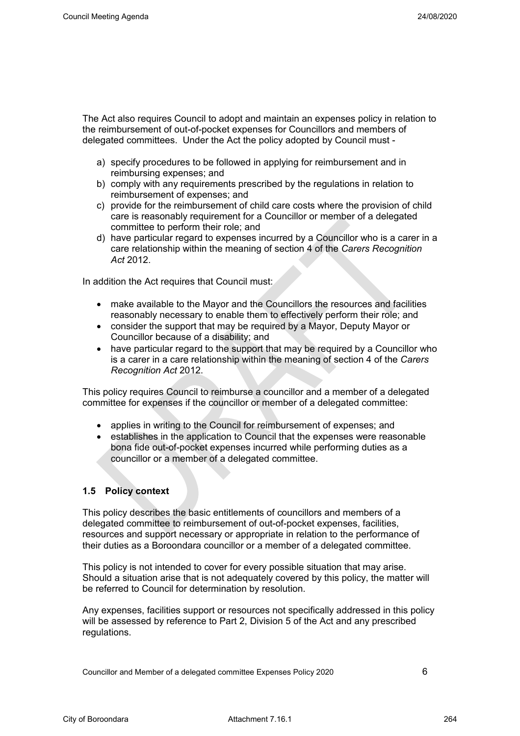The Act also requires Council to adopt and maintain an expenses policy in relation to the reimbursement of out-of-pocket expenses for Councillors and members of delegated committees. Under the Act the policy adopted by Council must -

a) specify procedures to be followed in applying for reimbursement and in reimbursing expenses; and
b) comply with any requirements prescribed by the regulations in relation to reimbursement of expenses; and
c) provide for the reimbursement of child care costs where the provision of child care is reasonably requirement for a Councillor or member of a delegated committee to perform their role; and
d) have particular regard to expenses incurred by a Councillor who is a carer in a care relationship within the meaning of section 4 of the *Carers Recognition Act* 2012.

In addition the Act requires that Council must:

- make available to the Mayor and the Councillors the resources and facilities reasonably necessary to enable them to effectively perform their role; and
- consider the support that may be required by a Mayor, Deputy Mayor or Councillor because of a disability; and
- have particular regard to the support that may be required by a Councillor who is a carer in a care relationship within the meaning of section 4 of the *Carers Recognition Act* 2012.

This policy requires Council to reimburse a councillor and a member of a delegated committee for expenses if the councillor or member of a delegated committee:

- applies in writing to the Council for reimbursement of expenses; and
- establishes in the application to Council that the expenses were reasonable bona fide out-of-pocket expenses incurred while performing duties as a councillor or a member of a delegated committee.

### 1.5 Policy context

This policy describes the basic entitlements of councillors and members of a delegated committee to reimbursement of out-of-pocket expenses, facilities, resources and support necessary or appropriate in relation to the performance of their duties as a Boroondara councillor or a member of a delegated committee.

This policy is not intended to cover for every possible situation that may arise. Should a situation arise that is not adequately covered by this policy, the matter will be referred to Council for determination by resolution.

Any expenses, facilities support or resources not specifically addressed in this policy will be assessed by reference to Part 2, Division 5 of the Act and any prescribed regulations.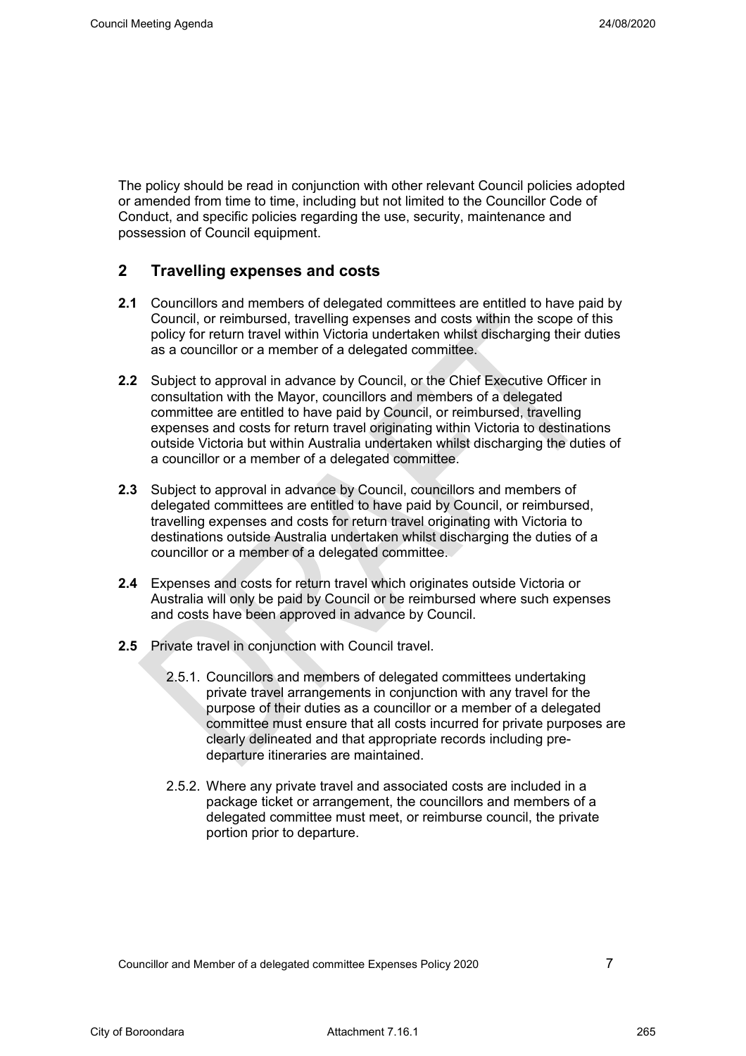The policy should be read in conjunction with other relevant Council policies adopted or amended from time to time, including but not limited to the Councillor Code of Conduct, and specific policies regarding the use, security, maintenance and possession of Council equipment.

## 2 Travelling expenses and costs

**2.1** Councillors and members of delegated committees are entitled to have paid by Council, or reimbursed, travelling expenses and costs within the scope of this policy for return travel within Victoria undertaken whilst discharging their duties as a councillor or a member of a delegated committee.

**2.2** Subject to approval in advance by Council, or the Chief Executive Officer in consultation with the Mayor, councillors and members of a delegated committee are entitled to have paid by Council, or reimbursed, travelling expenses and costs for return travel originating within Victoria to destinations outside Victoria but within Australia undertaken whilst discharging the duties of a councillor or a member of a delegated committee.

**2.3** Subject to approval in advance by Council, councillors and members of delegated committees are entitled to have paid by Council, or reimbursed, travelling expenses and costs for return travel originating with Victoria to destinations outside Australia undertaken whilst discharging the duties of a councillor or a member of a delegated committee.

**2.4** Expenses and costs for return travel which originates outside Victoria or Australia will only be paid by Council or be reimbursed where such expenses and costs have been approved in advance by Council.

**2.5** Private travel in conjunction with Council travel.

2.5.1. Councillors and members of delegated committees undertaking private travel arrangements in conjunction with any travel for the purpose of their duties as a councillor or a member of a delegated committee must ensure that all costs incurred for private purposes are clearly delineated and that appropriate records including pre-departure itineraries are maintained.

2.5.2. Where any private travel and associated costs are included in a package ticket or arrangement, the councillors and members of a delegated committee must meet, or reimburse council, the private portion prior to departure.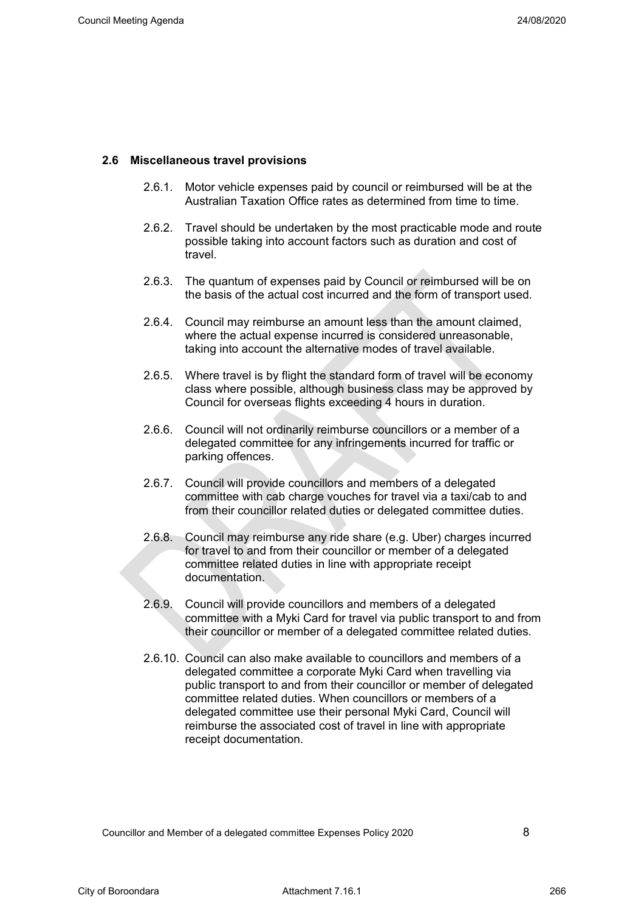## 2.6 Miscellaneous travel provisions

2.6.1. Motor vehicle expenses paid by council or reimbursed will be at the Australian Taxation Office rates as determined from time to time.

2.6.2. Travel should be undertaken by the most practicable mode and route possible taking into account factors such as duration and cost of travel.

2.6.3. The quantum of expenses paid by Council or reimbursed will be on the basis of the actual cost incurred and the form of transport used.

2.6.4. Council may reimburse an amount less than the amount claimed, where the actual expense incurred is considered unreasonable, taking into account the alternative modes of travel available.

2.6.5. Where travel is by flight the standard form of travel will be economy class where possible, although business class may be approved by Council for overseas flights exceeding 4 hours in duration.

2.6.6. Council will not ordinarily reimburse councillors or a member of a delegated committee for any infringements incurred for traffic or parking offences.

2.6.7. Council will provide councillors and members of a delegated committee with cab charge vouches for travel via a taxi/cab to and from their councillor related duties or delegated committee duties.

2.6.8. Council may reimburse any ride share (e.g. Uber) charges incurred for travel to and from their councillor or member of a delegated committee related duties in line with appropriate receipt documentation.

2.6.9. Council will provide councillors and members of a delegated committee with a Myki Card for travel via public transport to and from their councillor or member of a delegated committee related duties.

2.6.10. Council can also make available to councillors and members of a delegated committee a corporate Myki Card when travelling via public transport to and from their councillor or member of delegated committee related duties. When councillors or members of a delegated committee use their personal Myki Card, Council will reimburse the associated cost of travel in line with appropriate receipt documentation.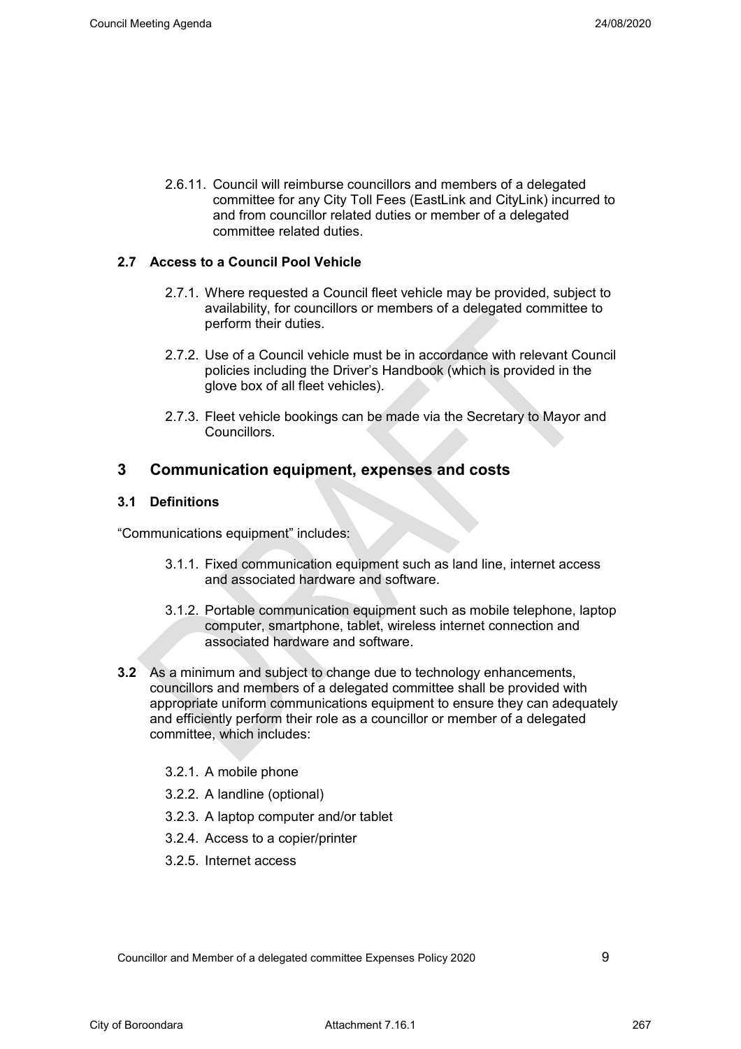2.6.11. Council will reimburse councillors and members of a delegated committee for any City Toll Fees (EastLink and CityLink) incurred to and from councillor related duties or member of a delegated committee related duties.

### 2.7 Access to a Council Pool Vehicle

2.7.1. Where requested a Council fleet vehicle may be provided, subject to availability, for councillors or members of a delegated committee to perform their duties.

2.7.2. Use of a Council vehicle must be in accordance with relevant Council policies including the Driver's Handbook (which is provided in the glove box of all fleet vehicles).

2.7.3. Fleet vehicle bookings can be made via the Secretary to Mayor and Councillors.

## 3 Communication equipment, expenses and costs

### 3.1 Definitions

"Communications equipment" includes:

3.1.1. Fixed communication equipment such as land line, internet access and associated hardware and software.

3.1.2. Portable communication equipment such as mobile telephone, laptop computer, smartphone, tablet, wireless internet connection and associated hardware and software.

**3.2** As a minimum and subject to change due to technology enhancements, councillors and members of a delegated committee shall be provided with appropriate uniform communications equipment to ensure they can adequately and efficiently perform their role as a councillor or member of a delegated committee, which includes:

3.2.1. A mobile phone

3.2.2. A landline (optional)

3.2.3. A laptop computer and/or tablet

3.2.4. Access to a copier/printer

3.2.5. Internet access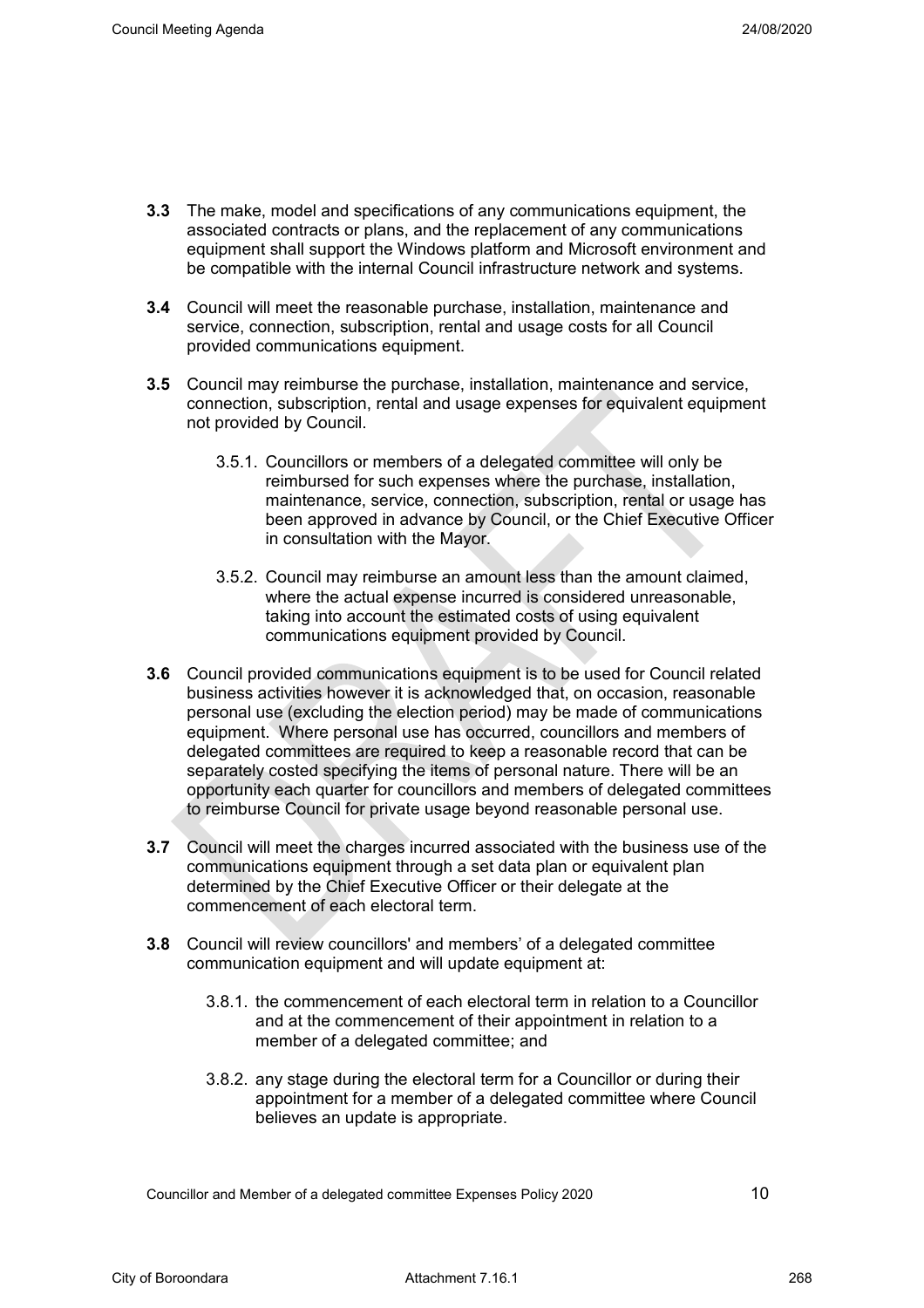**3.3** The make, model and specifications of any communications equipment, the associated contracts or plans, and the replacement of any communications equipment shall support the Windows platform and Microsoft environment and be compatible with the internal Council infrastructure network and systems.

**3.4** Council will meet the reasonable purchase, installation, maintenance and service, connection, subscription, rental and usage costs for all Council provided communications equipment.

**3.5** Council may reimburse the purchase, installation, maintenance and service, connection, subscription, rental and usage expenses for equivalent equipment not provided by Council.

- 3.5.1. Councillors or members of a delegated committee will only be reimbursed for such expenses where the purchase, installation, maintenance, service, connection, subscription, rental or usage has been approved in advance by Council, or the Chief Executive Officer in consultation with the Mayor.
- 3.5.2. Council may reimburse an amount less than the amount claimed, where the actual expense incurred is considered unreasonable, taking into account the estimated costs of using equivalent communications equipment provided by Council.

**3.6** Council provided communications equipment is to be used for Council related business activities however it is acknowledged that, on occasion, reasonable personal use (excluding the election period) may be made of communications equipment. Where personal use has occurred, councillors and members of delegated committees are required to keep a reasonable record that can be separately costed specifying the items of personal nature. There will be an opportunity each quarter for councillors and members of delegated committees to reimburse Council for private usage beyond reasonable personal use.

**3.7** Council will meet the charges incurred associated with the business use of the communications equipment through a set data plan or equivalent plan determined by the Chief Executive Officer or their delegate at the commencement of each electoral term.

**3.8** Council will review councillors' and members' of a delegated committee communication equipment and will update equipment at:

- 3.8.1. the commencement of each electoral term in relation to a Councillor and at the commencement of their appointment in relation to a member of a delegated committee; and
- 3.8.2. any stage during the electoral term for a Councillor or during their appointment for a member of a delegated committee where Council believes an update is appropriate.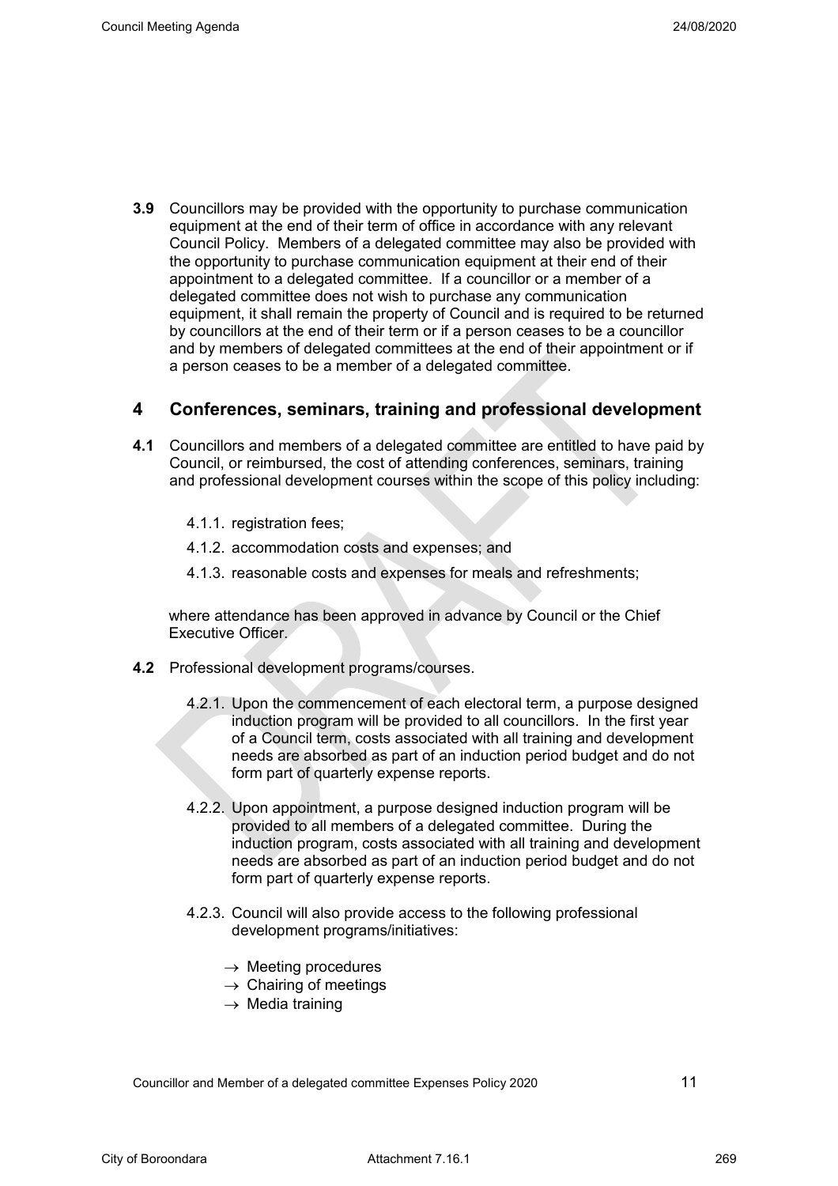**3.9** Councillors may be provided with the opportunity to purchase communication equipment at the end of their term of office in accordance with any relevant Council Policy. Members of a delegated committee may also be provided with the opportunity to purchase communication equipment at their end of their appointment to a delegated committee. If a councillor or a member of a delegated committee does not wish to purchase any communication equipment, it shall remain the property of Council and is required to be returned by councillors at the end of their term or if a person ceases to be a councillor and by members of delegated committees at the end of their appointment or if a person ceases to be a member of a delegated committee.

## 4 Conferences, seminars, training and professional development

**4.1** Councillors and members of a delegated committee are entitled to have paid by Council, or reimbursed, the cost of attending conferences, seminars, training and professional development courses within the scope of this policy including:

- 4.1.1. registration fees;
- 4.1.2. accommodation costs and expenses; and
- 4.1.3. reasonable costs and expenses for meals and refreshments;

where attendance has been approved in advance by Council or the Chief Executive Officer.

**4.2** Professional development programs/courses.

4.2.1. Upon the commencement of each electoral term, a purpose designed induction program will be provided to all councillors. In the first year of a Council term, costs associated with all training and development needs are absorbed as part of an induction period budget and do not form part of quarterly expense reports.

4.2.2. Upon appointment, a purpose designed induction program will be provided to all members of a delegated committee. During the induction program, costs associated with all training and development needs are absorbed as part of an induction period budget and do not form part of quarterly expense reports.

4.2.3. Council will also provide access to the following professional development programs/initiatives:

- → Meeting procedures
- → Chairing of meetings
- → Media training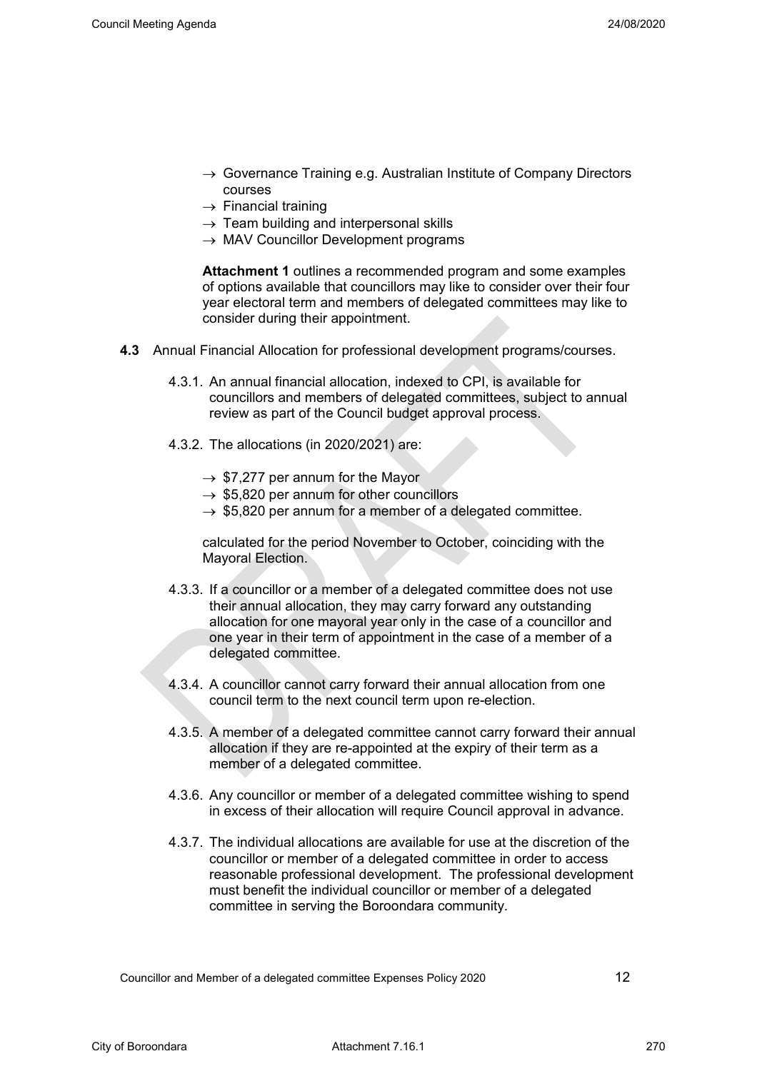- → Governance Training e.g. Australian Institute of Company Directors courses
- → Financial training
- → Team building and interpersonal skills
- → MAV Councillor Development programs

**Attachment 1** outlines a recommended program and some examples of options available that councillors may like to consider over their four year electoral term and members of delegated committees may like to consider during their appointment.

**4.3** Annual Financial Allocation for professional development programs/courses.

4.3.1. An annual financial allocation, indexed to CPI, is available for councillors and members of delegated committees, subject to annual review as part of the Council budget approval process.

4.3.2. The allocations (in 2020/2021) are:

- → $7,277 per annum for the Mayor
- → $5,820 per annum for other councillors
- → $5,820 per annum for a member of a delegated committee.

calculated for the period November to October, coinciding with the Mayoral Election.

4.3.3. If a councillor or a member of a delegated committee does not use their annual allocation, they may carry forward any outstanding allocation for one mayoral year only in the case of a councillor and one year in their term of appointment in the case of a member of a delegated committee.

4.3.4. A councillor cannot carry forward their annual allocation from one council term to the next council term upon re-election.

4.3.5. A member of a delegated committee cannot carry forward their annual allocation if they are re-appointed at the expiry of their term as a member of a delegated committee.

4.3.6. Any councillor or member of a delegated committee wishing to spend in excess of their allocation will require Council approval in advance.

4.3.7. The individual allocations are available for use at the discretion of the councillor or member of a delegated committee in order to access reasonable professional development. The professional development must benefit the individual councillor or member of a delegated committee in serving the Boroondara community.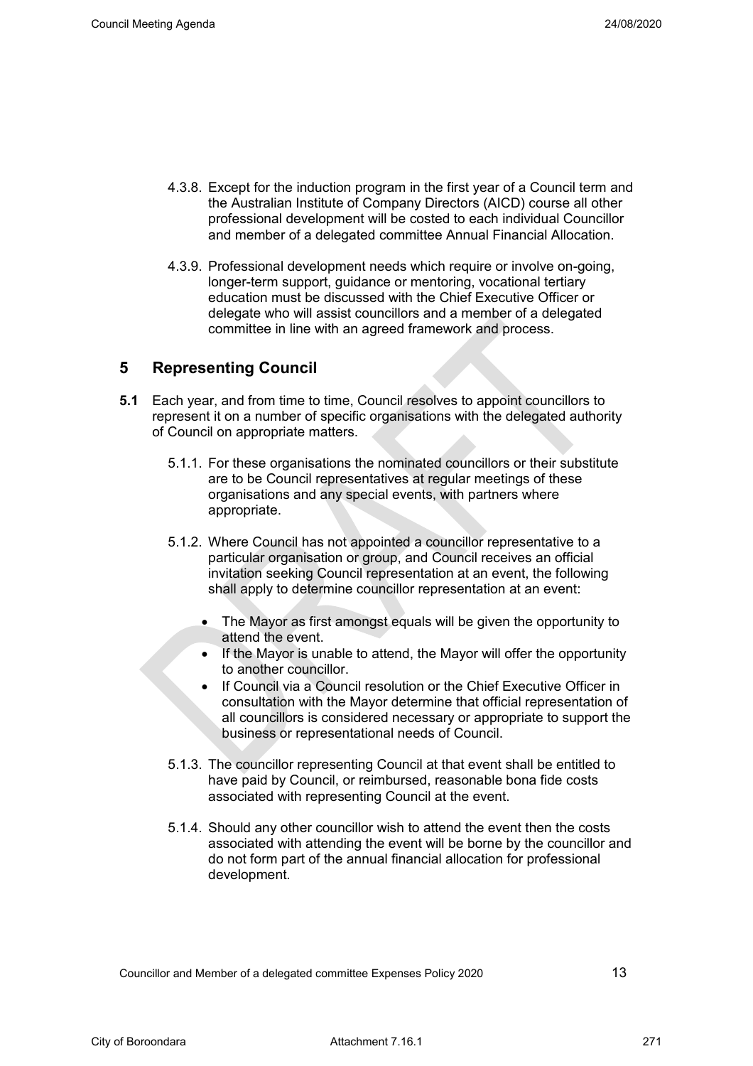4.3.8. Except for the induction program in the first year of a Council term and the Australian Institute of Company Directors (AICD) course all other professional development will be costed to each individual Councillor and member of a delegated committee Annual Financial Allocation.

4.3.9. Professional development needs which require or involve on-going, longer-term support, guidance or mentoring, vocational tertiary education must be discussed with the Chief Executive Officer or delegate who will assist councillors and a member of a delegated committee in line with an agreed framework and process.

## 5 Representing Council

**5.1** Each year, and from time to time, Council resolves to appoint councillors to represent it on a number of specific organisations with the delegated authority of Council on appropriate matters.

5.1.1. For these organisations the nominated councillors or their substitute are to be Council representatives at regular meetings of these organisations and any special events, with partners where appropriate.

5.1.2. Where Council has not appointed a councillor representative to a particular organisation or group, and Council receives an official invitation seeking Council representation at an event, the following shall apply to determine councillor representation at an event:

- The Mayor as first amongst equals will be given the opportunity to attend the event.
- If the Mayor is unable to attend, the Mayor will offer the opportunity to another councillor.
- If Council via a Council resolution or the Chief Executive Officer in consultation with the Mayor determine that official representation of all councillors is considered necessary or appropriate to support the business or representational needs of Council.

5.1.3. The councillor representing Council at that event shall be entitled to have paid by Council, or reimbursed, reasonable bona fide costs associated with representing Council at the event.

5.1.4. Should any other councillor wish to attend the event then the costs associated with attending the event will be borne by the councillor and do not form part of the annual financial allocation for professional development.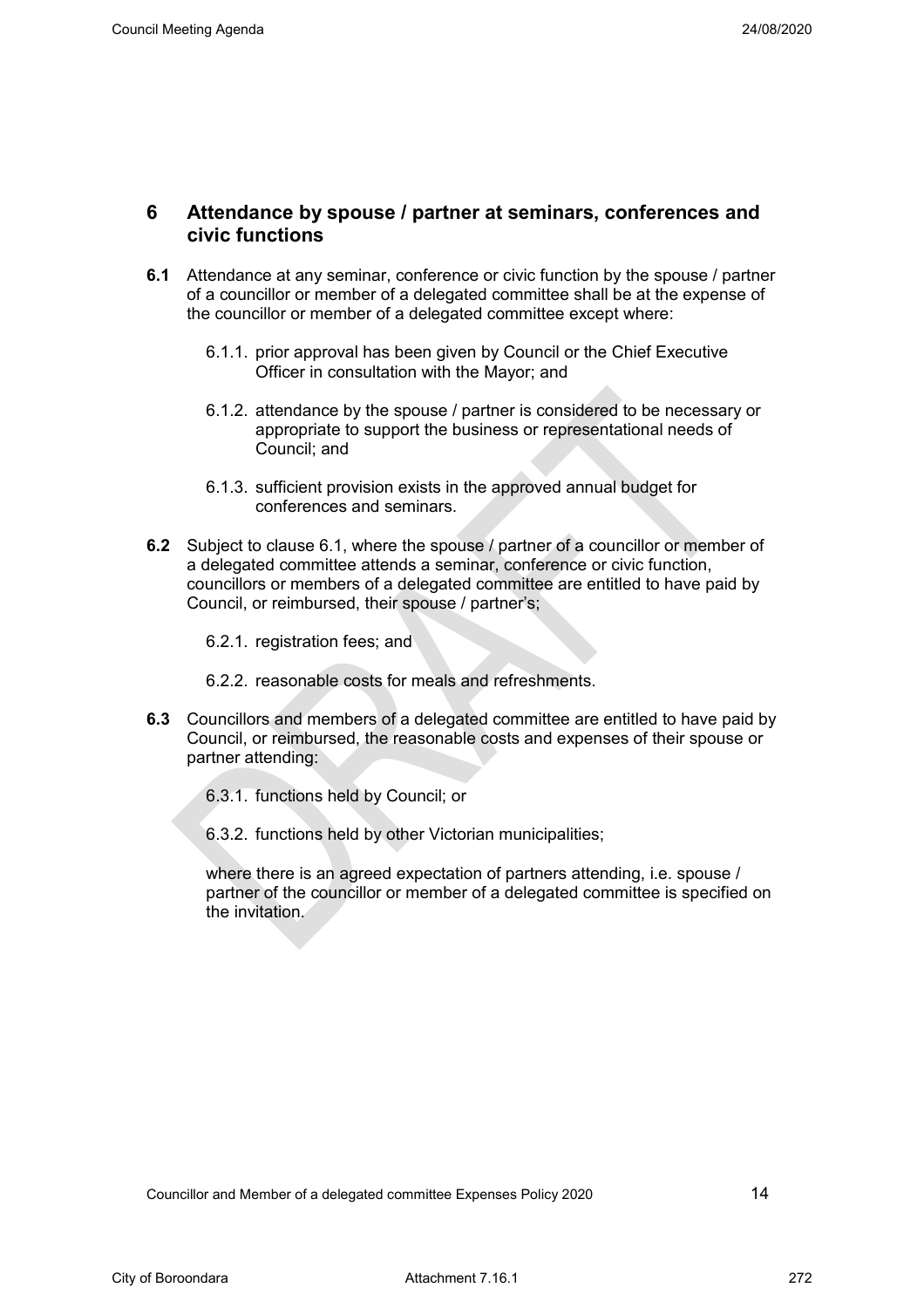## 6 Attendance by spouse / partner at seminars, conferences and civic functions

**6.1** Attendance at any seminar, conference or civic function by the spouse / partner of a councillor or member of a delegated committee shall be at the expense of the councillor or member of a delegated committee except where:

6.1.1. prior approval has been given by Council or the Chief Executive Officer in consultation with the Mayor; and

6.1.2. attendance by the spouse / partner is considered to be necessary or appropriate to support the business or representational needs of Council; and

6.1.3. sufficient provision exists in the approved annual budget for conferences and seminars.

**6.2** Subject to clause 6.1, where the spouse / partner of a councillor or member of a delegated committee attends a seminar, conference or civic function, councillors or members of a delegated committee are entitled to have paid by Council, or reimbursed, their spouse / partner's;

6.2.1. registration fees; and

6.2.2. reasonable costs for meals and refreshments.

**6.3** Councillors and members of a delegated committee are entitled to have paid by Council, or reimbursed, the reasonable costs and expenses of their spouse or partner attending:

6.3.1. functions held by Council; or

6.3.2. functions held by other Victorian municipalities;

where there is an agreed expectation of partners attending, i.e. spouse / partner of the councillor or member of a delegated committee is specified on the invitation.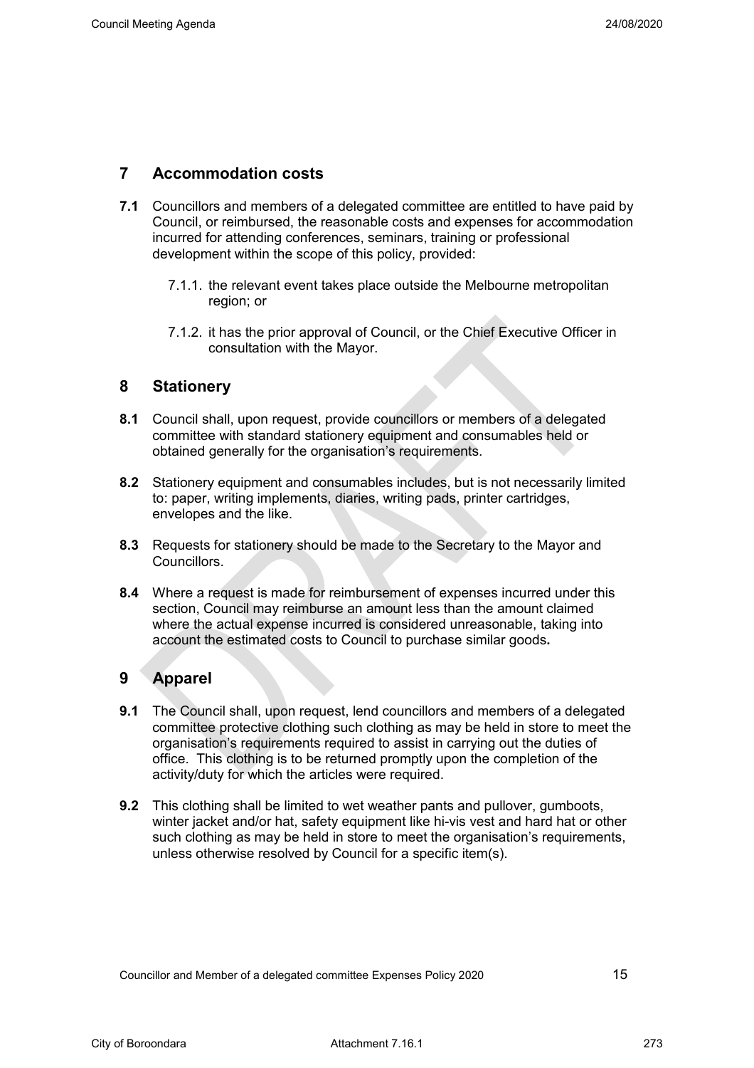## 7 Accommodation costs

**7.1** Councillors and members of a delegated committee are entitled to have paid by Council, or reimbursed, the reasonable costs and expenses for accommodation incurred for attending conferences, seminars, training or professional development within the scope of this policy, provided:

7.1.1. the relevant event takes place outside the Melbourne metropolitan region; or

7.1.2. it has the prior approval of Council, or the Chief Executive Officer in consultation with the Mayor.

## 8 Stationery

**8.1** Council shall, upon request, provide councillors or members of a delegated committee with standard stationery equipment and consumables held or obtained generally for the organisation's requirements.

**8.2** Stationery equipment and consumables includes, but is not necessarily limited to: paper, writing implements, diaries, writing pads, printer cartridges, envelopes and the like.

**8.3** Requests for stationery should be made to the Secretary to the Mayor and Councillors.

**8.4** Where a request is made for reimbursement of expenses incurred under this section, Council may reimburse an amount less than the amount claimed where the actual expense incurred is considered unreasonable, taking into account the estimated costs to Council to purchase similar goods**.**

## 9 Apparel

**9.1** The Council shall, upon request, lend councillors and members of a delegated committee protective clothing such clothing as may be held in store to meet the organisation's requirements required to assist in carrying out the duties of office. This clothing is to be returned promptly upon the completion of the activity/duty for which the articles were required.

**9.2** This clothing shall be limited to wet weather pants and pullover, gumboots, winter jacket and/or hat, safety equipment like hi-vis vest and hard hat or other such clothing as may be held in store to meet the organisation's requirements, unless otherwise resolved by Council for a specific item(s).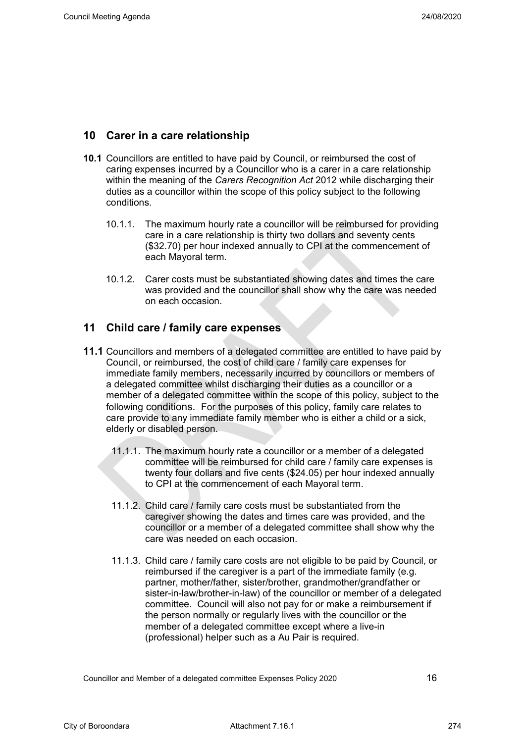## 10 Carer in a care relationship

**10.1** Councillors are entitled to have paid by Council, or reimbursed the cost of caring expenses incurred by a Councillor who is a carer in a care relationship within the meaning of the *Carers Recognition Act* 2012 while discharging their duties as a councillor within the scope of this policy subject to the following conditions.

10.1.1. The maximum hourly rate a councillor will be reimbursed for providing care in a care relationship is thirty two dollars and seventy cents ($32.70) per hour indexed annually to CPI at the commencement of each Mayoral term.

10.1.2. Carer costs must be substantiated showing dates and times the care was provided and the councillor shall show why the care was needed on each occasion.

## 11 Child care / family care expenses

**11.1** Councillors and members of a delegated committee are entitled to have paid by Council, or reimbursed, the cost of child care / family care expenses for immediate family members, necessarily incurred by councillors or members of a delegated committee whilst discharging their duties as a councillor or a member of a delegated committee within the scope of this policy, subject to the following conditions. For the purposes of this policy, family care relates to care provide to any immediate family member who is either a child or a sick, elderly or disabled person.

11.1.1. The maximum hourly rate a councillor or a member of a delegated committee will be reimbursed for child care / family care expenses is twenty four dollars and five cents ($24.05) per hour indexed annually to CPI at the commencement of each Mayoral term.

11.1.2. Child care / family care costs must be substantiated from the caregiver showing the dates and times care was provided, and the councillor or a member of a delegated committee shall show why the care was needed on each occasion.

11.1.3. Child care / family care costs are not eligible to be paid by Council, or reimbursed if the caregiver is a part of the immediate family (e.g. partner, mother/father, sister/brother, grandmother/grandfather or sister-in-law/brother-in-law) of the councillor or member of a delegated committee. Council will also not pay for or make a reimbursement if the person normally or regularly lives with the councillor or the member of a delegated committee except where a live-in (professional) helper such as a Au Pair is required.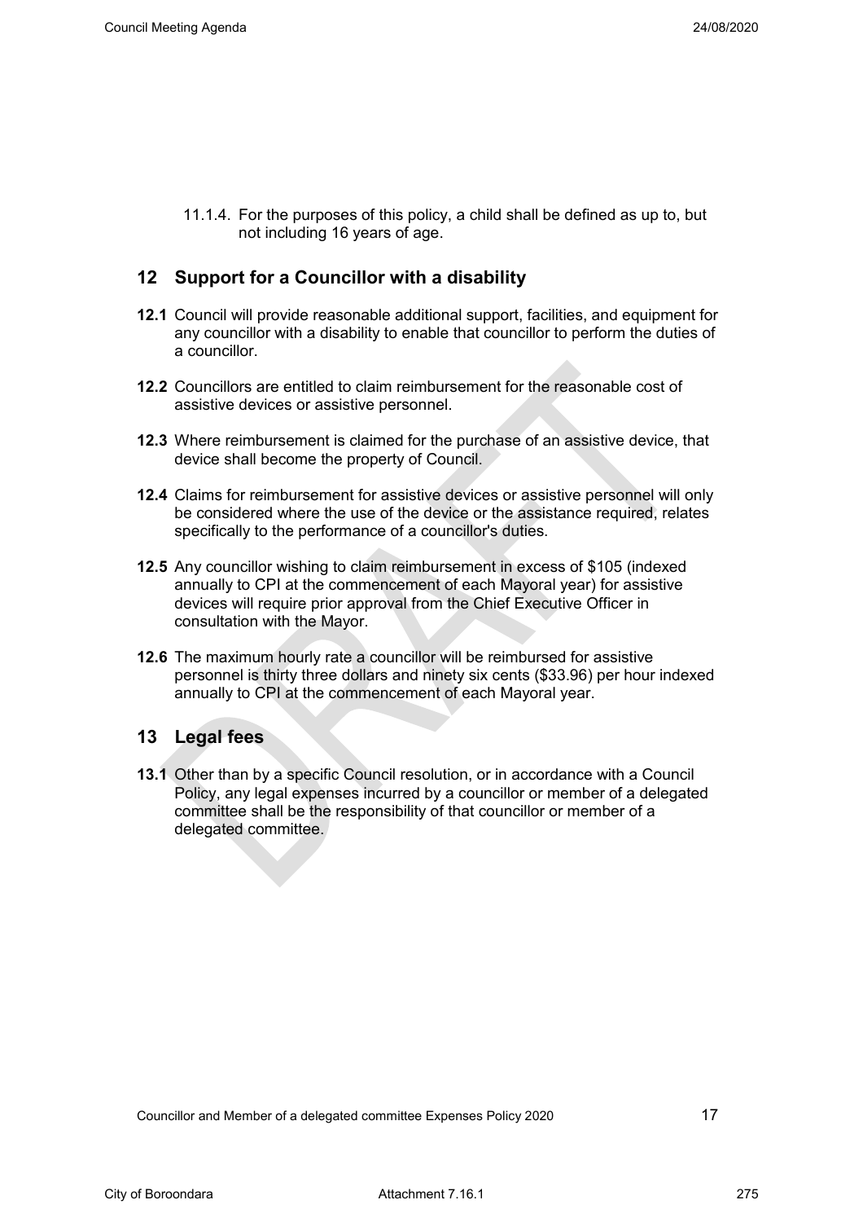11.1.4. For the purposes of this policy, a child shall be defined as up to, but not including 16 years of age.

## 12 Support for a Councillor with a disability

**12.1** Council will provide reasonable additional support, facilities, and equipment for any councillor with a disability to enable that councillor to perform the duties of a councillor.

**12.2** Councillors are entitled to claim reimbursement for the reasonable cost of assistive devices or assistive personnel.

**12.3** Where reimbursement is claimed for the purchase of an assistive device, that device shall become the property of Council.

**12.4** Claims for reimbursement for assistive devices or assistive personnel will only be considered where the use of the device or the assistance required, relates specifically to the performance of a councillor's duties.

**12.5** Any councillor wishing to claim reimbursement in excess of $105 (indexed annually to CPI at the commencement of each Mayoral year) for assistive devices will require prior approval from the Chief Executive Officer in consultation with the Mayor.

**12.6** The maximum hourly rate a councillor will be reimbursed for assistive personnel is thirty three dollars and ninety six cents ($33.96) per hour indexed annually to CPI at the commencement of each Mayoral year.

## 13 Legal fees

**13.1** Other than by a specific Council resolution, or in accordance with a Council Policy, any legal expenses incurred by a councillor or member of a delegated committee shall be the responsibility of that councillor or member of a delegated committee.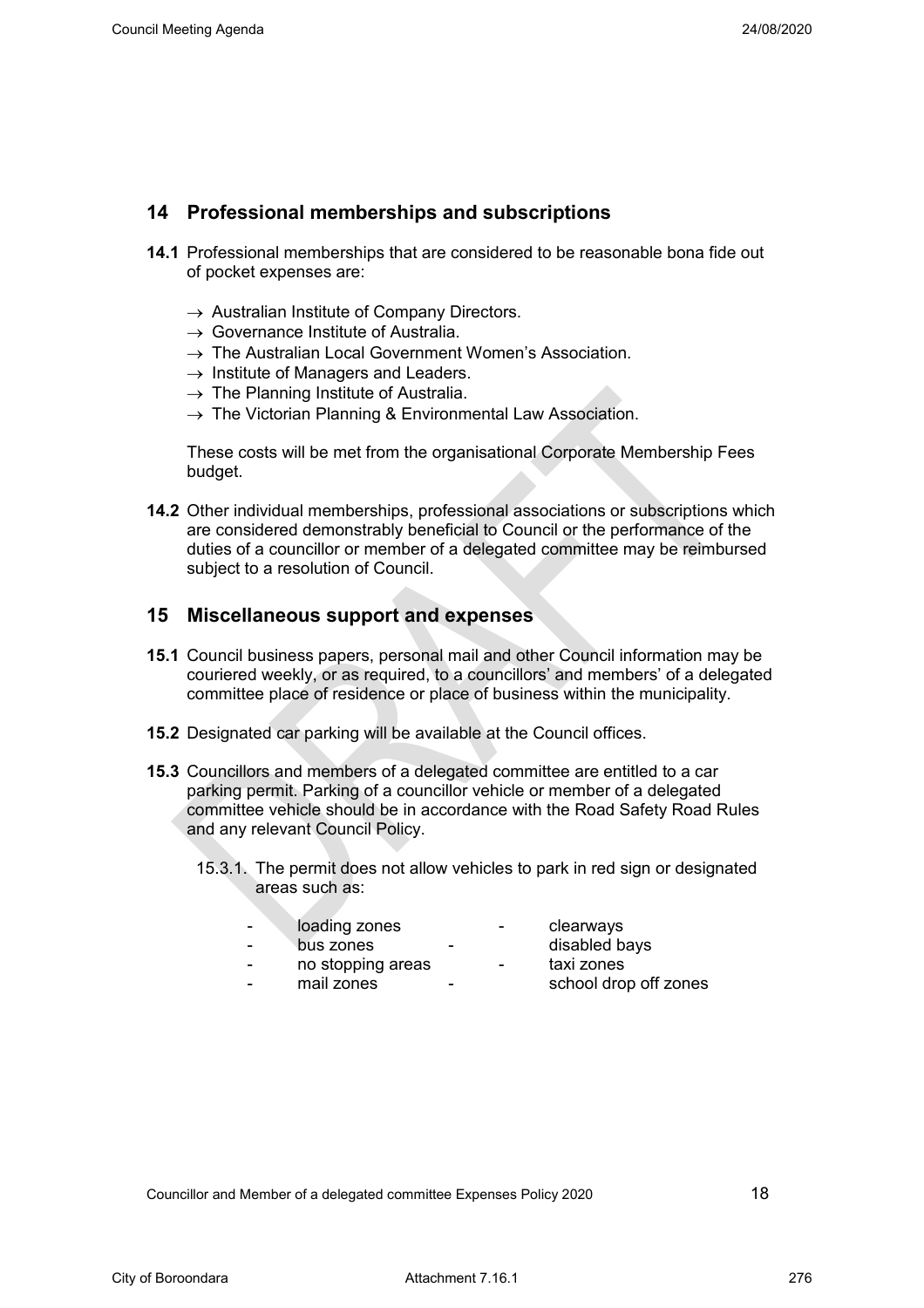## 14 Professional memberships and subscriptions

**14.1** Professional memberships that are considered to be reasonable bona fide out of pocket expenses are:

- → Australian Institute of Company Directors.
- → Governance Institute of Australia.
- → The Australian Local Government Women's Association.
- → Institute of Managers and Leaders.
- → The Planning Institute of Australia.
- → The Victorian Planning & Environmental Law Association.

These costs will be met from the organisational Corporate Membership Fees budget.

**14.2** Other individual memberships, professional associations or subscriptions which are considered demonstrably beneficial to Council or the performance of the duties of a councillor or member of a delegated committee may be reimbursed subject to a resolution of Council.

## 15 Miscellaneous support and expenses

**15.1** Council business papers, personal mail and other Council information may be couriered weekly, or as required, to a councillors' and members' of a delegated committee place of residence or place of business within the municipality.

**15.2** Designated car parking will be available at the Council offices.

**15.3** Councillors and members of a delegated committee are entitled to a car parking permit. Parking of a councillor vehicle or member of a delegated committee vehicle should be in accordance with the Road Safety Road Rules and any relevant Council Policy.

15.3.1. The permit does not allow vehicles to park in red sign or designated areas such as:

- loading zones
- bus zones
- no stopping areas
- mail zones
- clearways
- disabled bays
- taxi zones
- school drop off zones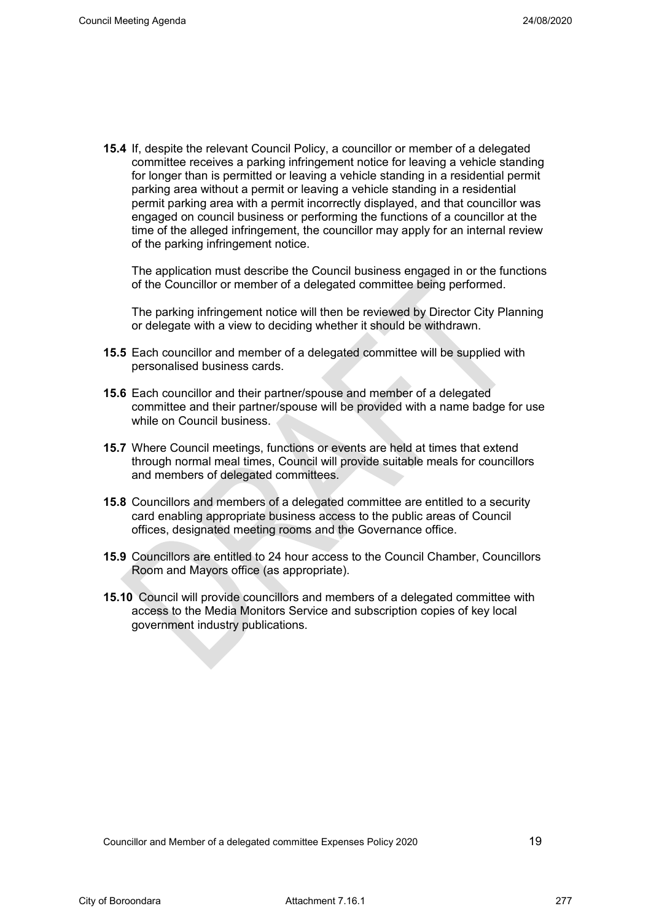**15.4** If, despite the relevant Council Policy, a councillor or member of a delegated committee receives a parking infringement notice for leaving a vehicle standing for longer than is permitted or leaving a vehicle standing in a residential permit parking area without a permit or leaving a vehicle standing in a residential permit parking area with a permit incorrectly displayed, and that councillor was engaged on council business or performing the functions of a councillor at the time of the alleged infringement, the councillor may apply for an internal review of the parking infringement notice.

The application must describe the Council business engaged in or the functions of the Councillor or member of a delegated committee being performed.

The parking infringement notice will then be reviewed by Director City Planning or delegate with a view to deciding whether it should be withdrawn.

**15.5** Each councillor and member of a delegated committee will be supplied with personalised business cards.

**15.6** Each councillor and their partner/spouse and member of a delegated committee and their partner/spouse will be provided with a name badge for use while on Council business.

**15.7** Where Council meetings, functions or events are held at times that extend through normal meal times, Council will provide suitable meals for councillors and members of delegated committees.

**15.8** Councillors and members of a delegated committee are entitled to a security card enabling appropriate business access to the public areas of Council offices, designated meeting rooms and the Governance office.

**15.9** Councillors are entitled to 24 hour access to the Council Chamber, Councillors Room and Mayors office (as appropriate).

**15.10** Council will provide councillors and members of a delegated committee with access to the Media Monitors Service and subscription copies of key local government industry publications.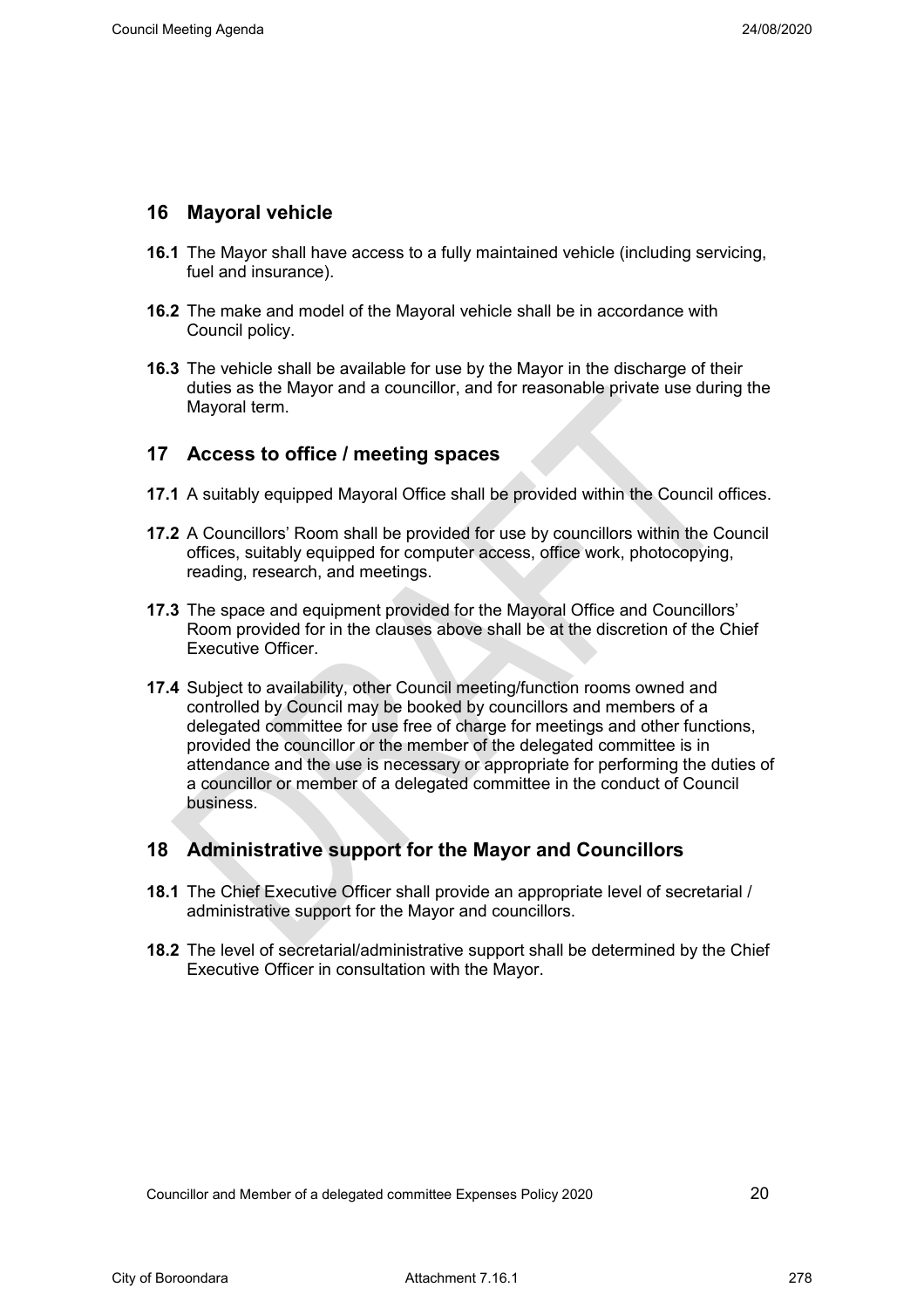## 16 Mayoral vehicle

**16.1** The Mayor shall have access to a fully maintained vehicle (including servicing, fuel and insurance).

**16.2** The make and model of the Mayoral vehicle shall be in accordance with Council policy.

**16.3** The vehicle shall be available for use by the Mayor in the discharge of their duties as the Mayor and a councillor, and for reasonable private use during the Mayoral term.

## 17 Access to office / meeting spaces

**17.1** A suitably equipped Mayoral Office shall be provided within the Council offices.

**17.2** A Councillors' Room shall be provided for use by councillors within the Council offices, suitably equipped for computer access, office work, photocopying, reading, research, and meetings.

**17.3** The space and equipment provided for the Mayoral Office and Councillors' Room provided for in the clauses above shall be at the discretion of the Chief Executive Officer.

**17.4** Subject to availability, other Council meeting/function rooms owned and controlled by Council may be booked by councillors and members of a delegated committee for use free of charge for meetings and other functions, provided the councillor or the member of the delegated committee is in attendance and the use is necessary or appropriate for performing the duties of a councillor or member of a delegated committee in the conduct of Council business.

## 18 Administrative support for the Mayor and Councillors

**18.1** The Chief Executive Officer shall provide an appropriate level of secretarial / administrative support for the Mayor and councillors.

**18.2** The level of secretarial/administrative support shall be determined by the Chief Executive Officer in consultation with the Mayor.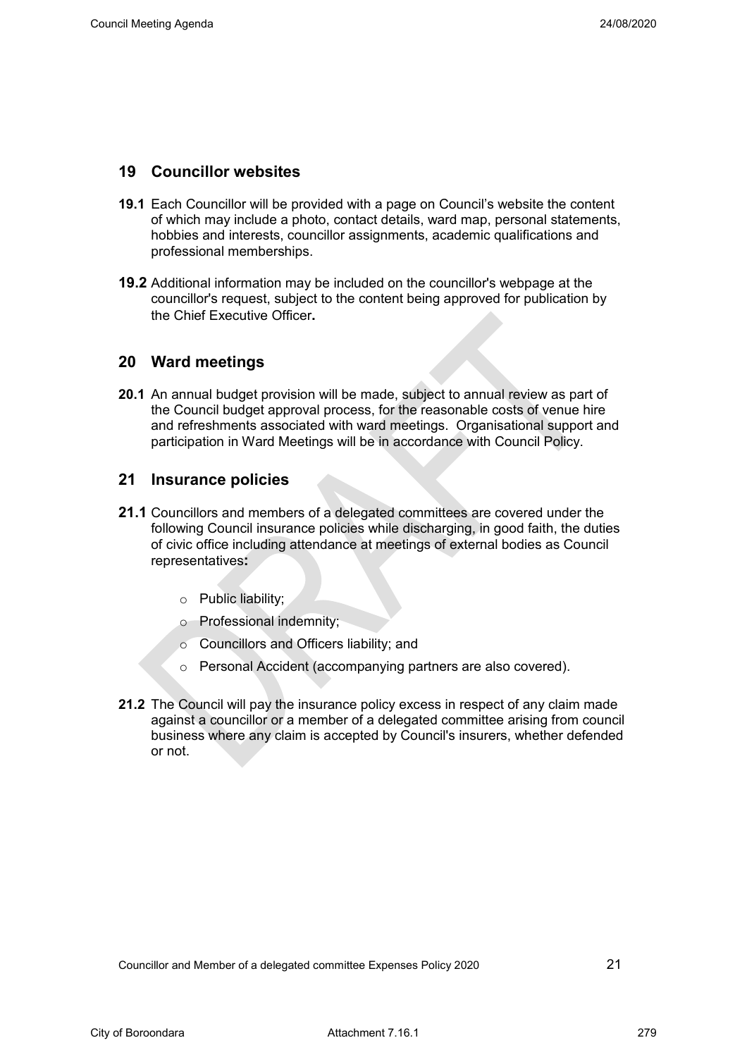## 19 Councillor websites

**19.1** Each Councillor will be provided with a page on Council's website the content of which may include a photo, contact details, ward map, personal statements, hobbies and interests, councillor assignments, academic qualifications and professional memberships.

**19.2** Additional information may be included on the councillor's webpage at the councillor's request, subject to the content being approved for publication by the Chief Executive Officer**.**

## 20 Ward meetings

**20.1** An annual budget provision will be made, subject to annual review as part of the Council budget approval process, for the reasonable costs of venue hire and refreshments associated with ward meetings. Organisational support and participation in Ward Meetings will be in accordance with Council Policy.

## 21 Insurance policies

**21.1** Councillors and members of a delegated committees are covered under the following Council insurance policies while discharging, in good faith, the duties of civic office including attendance at meetings of external bodies as Council representatives**:**

- Public liability;
- Professional indemnity;
- Councillors and Officers liability; and
- Personal Accident (accompanying partners are also covered).

**21.2** The Council will pay the insurance policy excess in respect of any claim made against a councillor or a member of a delegated committee arising from council business where any claim is accepted by Council's insurers, whether defended or not.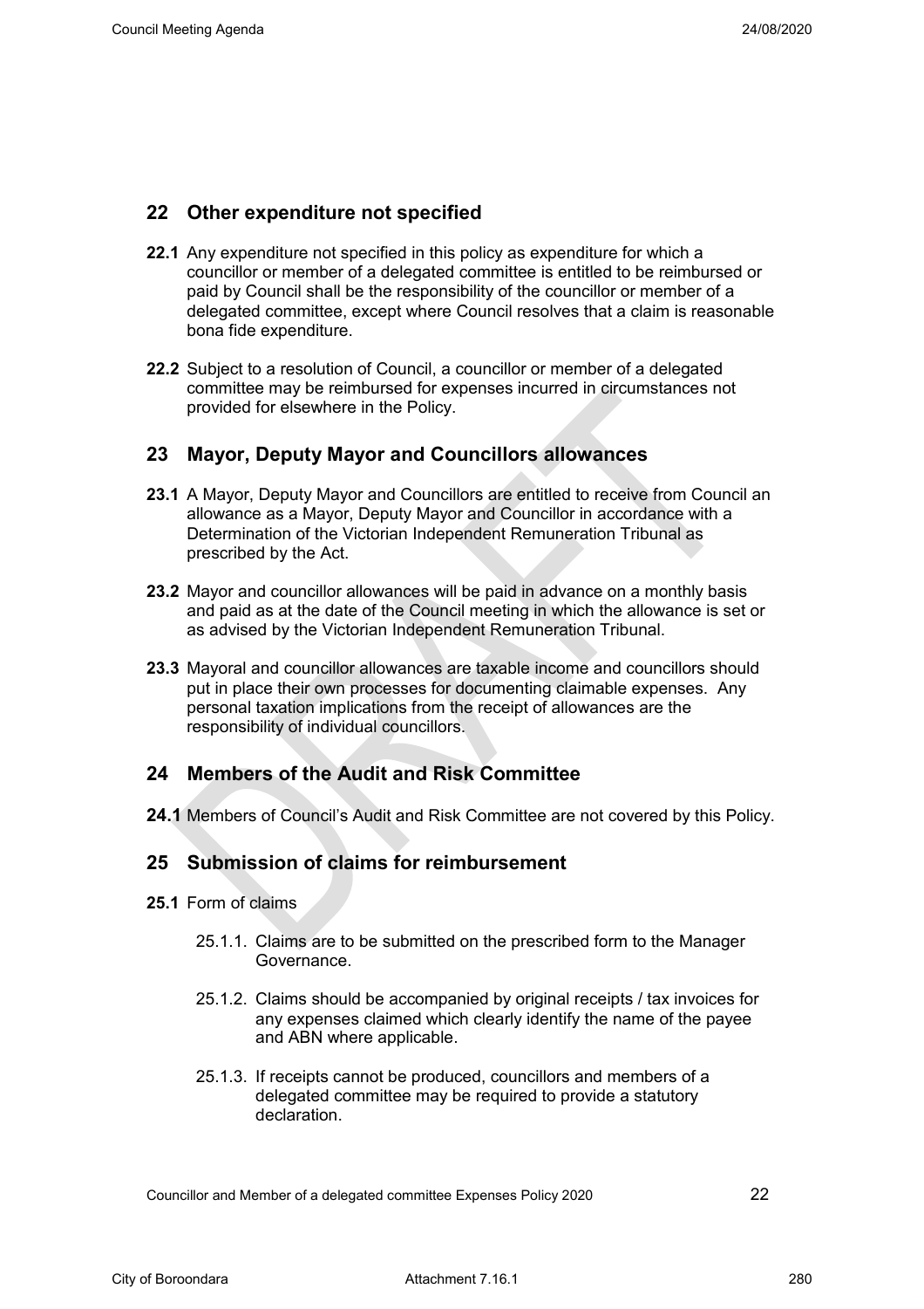## 22 Other expenditure not specified

**22.1** Any expenditure not specified in this policy as expenditure for which a councillor or member of a delegated committee is entitled to be reimbursed or paid by Council shall be the responsibility of the councillor or member of a delegated committee, except where Council resolves that a claim is reasonable bona fide expenditure.

**22.2** Subject to a resolution of Council, a councillor or member of a delegated committee may be reimbursed for expenses incurred in circumstances not provided for elsewhere in the Policy.

## 23 Mayor, Deputy Mayor and Councillors allowances

**23.1** A Mayor, Deputy Mayor and Councillors are entitled to receive from Council an allowance as a Mayor, Deputy Mayor and Councillor in accordance with a Determination of the Victorian Independent Remuneration Tribunal as prescribed by the Act.

**23.2** Mayor and councillor allowances will be paid in advance on a monthly basis and paid as at the date of the Council meeting in which the allowance is set or as advised by the Victorian Independent Remuneration Tribunal.

**23.3** Mayoral and councillor allowances are taxable income and councillors should put in place their own processes for documenting claimable expenses. Any personal taxation implications from the receipt of allowances are the responsibility of individual councillors.

## 24 Members of the Audit and Risk Committee

**24.1** Members of Council's Audit and Risk Committee are not covered by this Policy.

## 25 Submission of claims for reimbursement

**25.1** Form of claims

25.1.1. Claims are to be submitted on the prescribed form to the Manager Governance.

25.1.2. Claims should be accompanied by original receipts / tax invoices for any expenses claimed which clearly identify the name of the payee and ABN where applicable.

25.1.3. If receipts cannot be produced, councillors and members of a delegated committee may be required to provide a statutory declaration.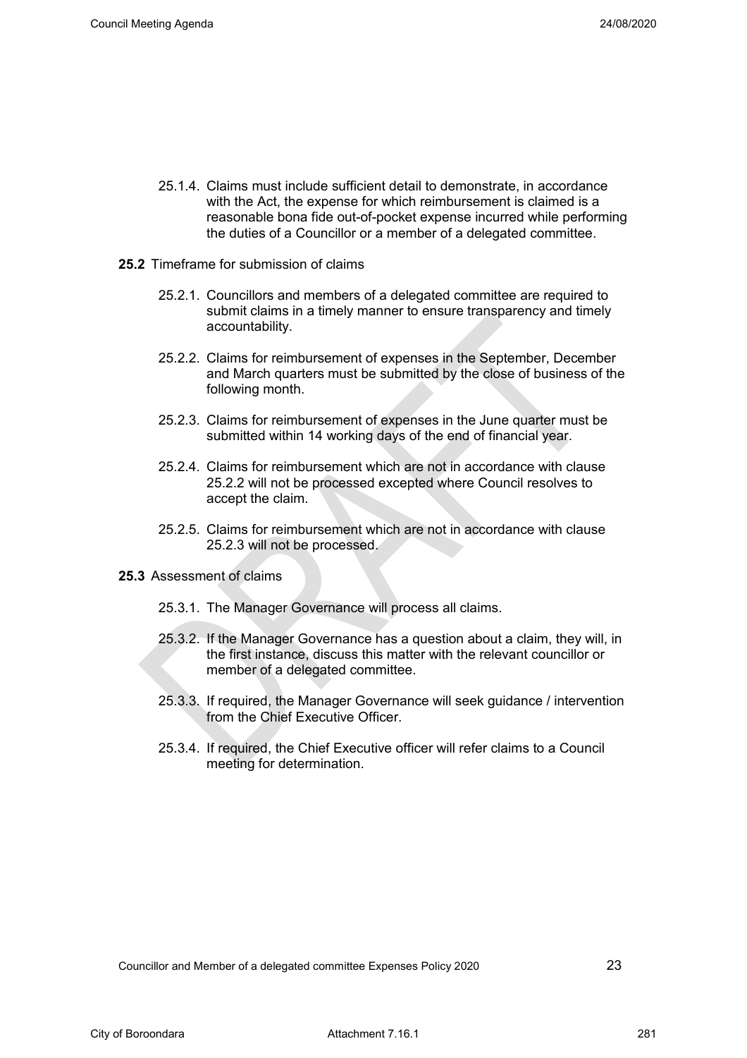25.1.4. Claims must include sufficient detail to demonstrate, in accordance with the Act, the expense for which reimbursement is claimed is a reasonable bona fide out-of-pocket expense incurred while performing the duties of a Councillor or a member of a delegated committee.

**25.2** Timeframe for submission of claims

25.2.1. Councillors and members of a delegated committee are required to submit claims in a timely manner to ensure transparency and timely accountability.

25.2.2. Claims for reimbursement of expenses in the September, December and March quarters must be submitted by the close of business of the following month.

25.2.3. Claims for reimbursement of expenses in the June quarter must be submitted within 14 working days of the end of financial year.

25.2.4. Claims for reimbursement which are not in accordance with clause 25.2.2 will not be processed excepted where Council resolves to accept the claim.

25.2.5. Claims for reimbursement which are not in accordance with clause 25.2.3 will not be processed.

**25.3** Assessment of claims

25.3.1. The Manager Governance will process all claims.

25.3.2. If the Manager Governance has a question about a claim, they will, in the first instance, discuss this matter with the relevant councillor or member of a delegated committee.

25.3.3. If required, the Manager Governance will seek guidance / intervention from the Chief Executive Officer.

25.3.4. If required, the Chief Executive officer will refer claims to a Council meeting for determination.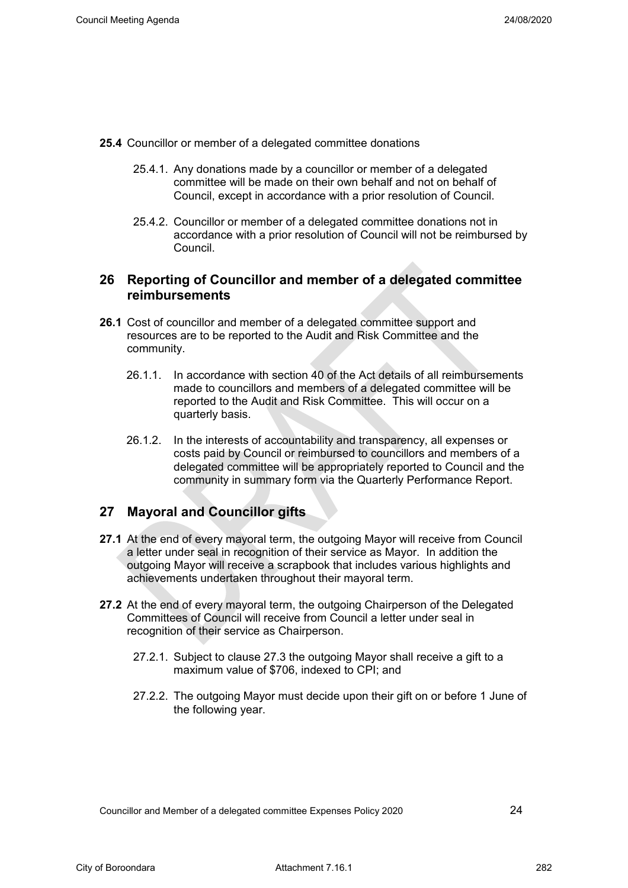**25.4** Councillor or member of a delegated committee donations

25.4.1. Any donations made by a councillor or member of a delegated committee will be made on their own behalf and not on behalf of Council, except in accordance with a prior resolution of Council.

25.4.2. Councillor or member of a delegated committee donations not in accordance with a prior resolution of Council will not be reimbursed by Council.

## 26 Reporting of Councillor and member of a delegated committee reimbursements

**26.1** Cost of councillor and member of a delegated committee support and resources are to be reported to the Audit and Risk Committee and the community.

26.1.1. In accordance with section 40 of the Act details of all reimbursements made to councillors and members of a delegated committee will be reported to the Audit and Risk Committee. This will occur on a quarterly basis.

26.1.2. In the interests of accountability and transparency, all expenses or costs paid by Council or reimbursed to councillors and members of a delegated committee will be appropriately reported to Council and the community in summary form via the Quarterly Performance Report.

## 27 Mayoral and Councillor gifts

**27.1** At the end of every mayoral term, the outgoing Mayor will receive from Council a letter under seal in recognition of their service as Mayor. In addition the outgoing Mayor will receive a scrapbook that includes various highlights and achievements undertaken throughout their mayoral term.

**27.2** At the end of every mayoral term, the outgoing Chairperson of the Delegated Committees of Council will receive from Council a letter under seal in recognition of their service as Chairperson.

27.2.1. Subject to clause 27.3 the outgoing Mayor shall receive a gift to a maximum value of $706, indexed to CPI; and

27.2.2. The outgoing Mayor must decide upon their gift on or before 1 June of the following year.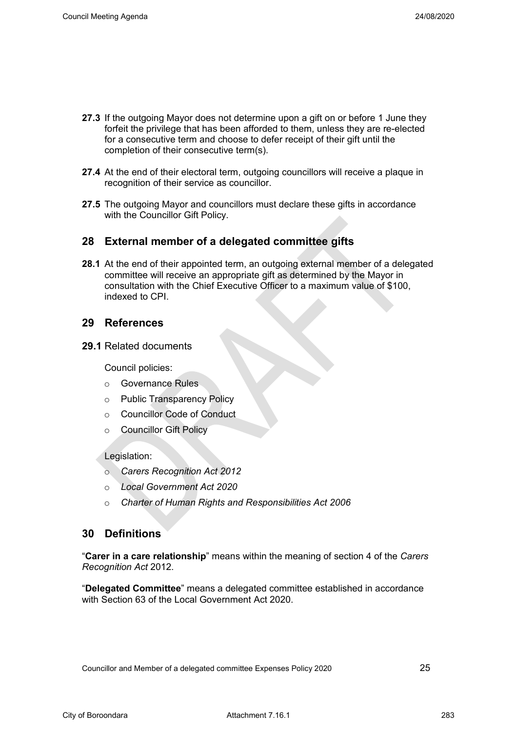**27.3** If the outgoing Mayor does not determine upon a gift on or before 1 June they forfeit the privilege that has been afforded to them, unless they are re-elected for a consecutive term and choose to defer receipt of their gift until the completion of their consecutive term(s).

**27.4** At the end of their electoral term, outgoing councillors will receive a plaque in recognition of their service as councillor.

**27.5** The outgoing Mayor and councillors must declare these gifts in accordance with the Councillor Gift Policy.

## 28 External member of a delegated committee gifts

**28.1** At the end of their appointed term, an outgoing external member of a delegated committee will receive an appropriate gift as determined by the Mayor in consultation with the Chief Executive Officer to a maximum value of $100, indexed to CPI.

## 29 References

**29.1** Related documents

Council policies:

- Governance Rules
- Public Transparency Policy
- Councillor Code of Conduct
- Councillor Gift Policy

Legislation:

- *Carers Recognition Act 2012*
- *Local Government Act 2020*
- *Charter of Human Rights and Responsibilities Act 2006*

## 30 Definitions

"**Carer in a care relationship**" means within the meaning of section 4 of the *Carers Recognition Act* 2012.

"**Delegated Committee**" means a delegated committee established in accordance with Section 63 of the Local Government Act 2020.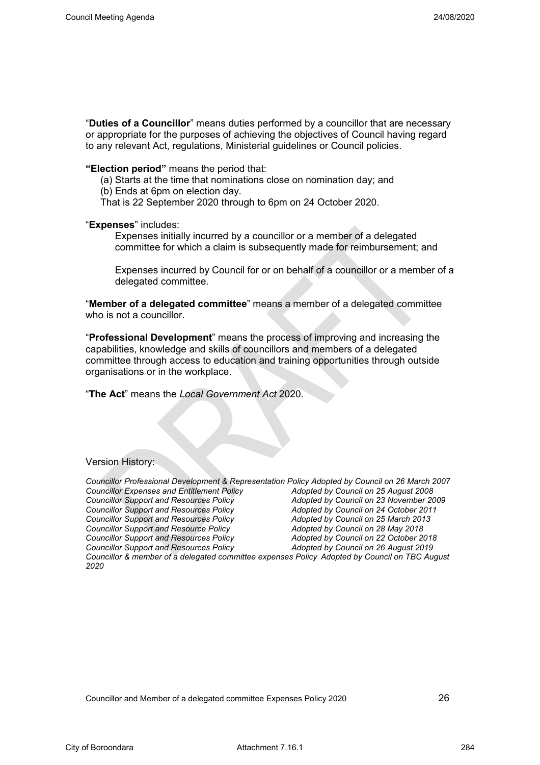"**Duties of a Councillor**" means duties performed by a councillor that are necessary or appropriate for the purposes of achieving the objectives of Council having regard to any relevant Act, regulations, Ministerial guidelines or Council policies.

**"Election period"** means the period that:

(a) Starts at the time that nominations close on nomination day; and

(b) Ends at 6pm on election day.

That is 22 September 2020 through to 6pm on 24 October 2020.

"**Expenses**" includes:

Expenses initially incurred by a councillor or a member of a delegated committee for which a claim is subsequently made for reimbursement; and

Expenses incurred by Council for or on behalf of a councillor or a member of a delegated committee.

"**Member of a delegated committee**" means a member of a delegated committee who is not a councillor.

"**Professional Development**" means the process of improving and increasing the capabilities, knowledge and skills of councillors and members of a delegated committee through access to education and training opportunities through outside organisations or in the workplace.

"**The Act**" means the *Local Government Act* 2020.

Version History:

*Councillor Professional Development & Representation Policy Adopted by Council on 26 March 2007*
*Councillor Expenses and Entitlement Policy Adopted by Council on 25 August 2008*
*Councillor Support and Resources Policy Adopted by Council on 23 November 2009*
*Councillor Support and Resources Policy Adopted by Council on 24 October 2011*
*Councillor Support and Resources Policy Adopted by Council on 25 March 2013*
*Councillor Support and Resource Policy Adopted by Council on 28 May 2018*
*Councillor Support and Resources Policy Adopted by Council on 22 October 2018*
*Councillor Support and Resources Policy Adopted by Council on 26 August 2019*
*Councillor & member of a delegated committee expenses Policy Adopted by Council on TBC August 2020*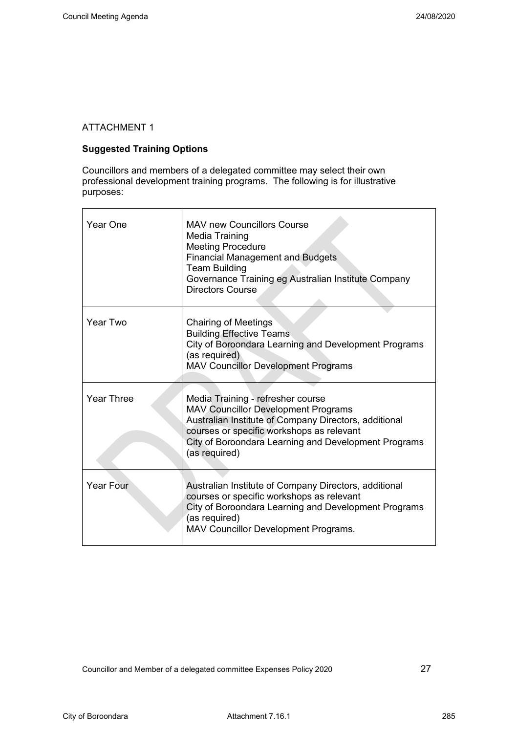ATTACHMENT 1

**Suggested Training Options**

Councillors and members of a delegated committee may select their own professional development training programs. The following is for illustrative purposes:

| | |
|---|---|
| Year One | MAV new Councillors Course<br>Media Training<br>Meeting Procedure<br>Financial Management and Budgets<br>Team Building<br>Governance Training eg Australian Institute Company Directors Course |
| Year Two | Chairing of Meetings<br>Building Effective Teams<br>City of Boroondara Learning and Development Programs (as required)<br>MAV Councillor Development Programs |
| Year Three | Media Training - refresher course<br>MAV Councillor Development Programs<br>Australian Institute of Company Directors, additional courses or specific workshops as relevant<br>City of Boroondara Learning and Development Programs (as required) |
| Year Four | Australian Institute of Company Directors, additional courses or specific workshops as relevant<br>City of Boroondara Learning and Development Programs (as required)<br>MAV Councillor Development Programs. |